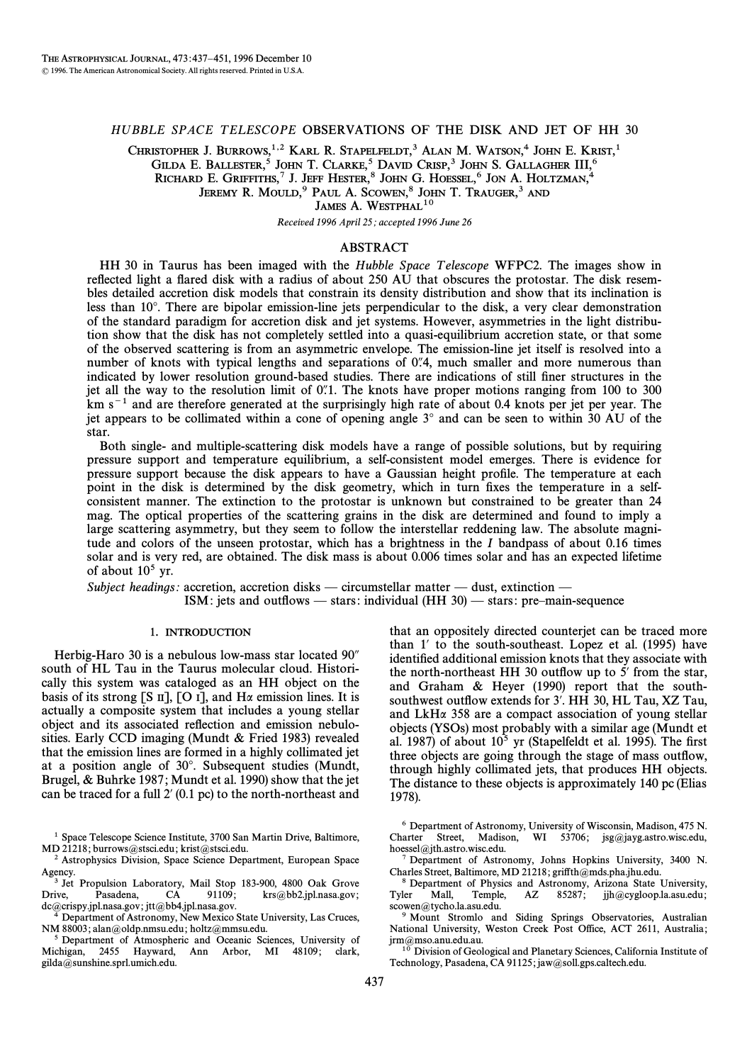# *HUBBLE SPACE TELESCOPE* OBSERVATIONS OF THE DISK AND JET OF HH 30

Christopher J. Burrows,[1,2] Karl R. Stapelfeldt,[3] Alan M. Watson,[4] John E. Krist,[1] Gilda E. Ballester,[5] John T. Clarke,[5] David Crisp,[3] John S. Gallagher III,[6] Richard E. Griffiths,[7] J. Jeff Hester,[8] John G. Hoessel,[6] Jon A. Holtzman,[4] Jeremy R. Mould,[9] Paul A. Scowen,[8] John T. Trauger,[3] and James A. Westphal[10]

*Received 1996 April 25; accepted 1996 June 26*

## ABSTRACT

HH 30 in Taurus has been imaged with the *Hubble Space Telescope* WFPC2. The images show in reflected light a flared disk with a radius of about 250 AU that obscures the protostar. The disk resembles detailed accretion disk models that constrain its density distribution and show that its inclination is less than 10°. There are bipolar emission-line jets perpendicular to the disk, a very clear demonstration of the standard paradigm for accretion disk and jet systems. However, asymmetries in the light distribution show that the disk has not completely settled into a quasi-equilibrium accretion state, or that some of the observed scattering is from an asymmetric envelope. The emission-line jet itself is resolved into a number of knots with typical lengths and separations of 0".4, much smaller and more numerous than indicated by lower resolution ground-based studies. There are indications of still finer structures in the jet all the way to the resolution limit of 0".1. The knots have proper motions ranging from 100 to 300 km s$^{-1}$ and are therefore generated at the surprisingly high rate of about 0.4 knots per jet per year. The jet appears to be collimated within a cone of opening angle 3° and can be seen to within 30 AU of the star.

Both single- and multiple-scattering disk models have a range of possible solutions, but by requiring pressure support and temperature equilibrium, a self-consistent model emerges. There is evidence for pressure support because the disk appears to have a Gaussian height profile. The temperature at each point in the disk is determined by the disk geometry, which in turn fixes the temperature in a self-consistent manner. The extinction to the protostar is unknown but constrained to be greater than 24 mag. The optical properties of the scattering grains in the disk are determined and found to imply a large scattering asymmetry, but they seem to follow the interstellar reddening law. The absolute magnitude and colors of the unseen protostar, which has a brightness in the *I* bandpass of about 0.16 times solar and is very red, are obtained. The disk mass is about 0.006 times solar and has an expected lifetime of about $10^5$ yr.

*Subject headings:* accretion, accretion disks — circumstellar matter — dust, extinction — ISM: jets and outflows — stars: individual (HH 30) — stars: pre–main-sequence

## 1. INTRODUCTION

Herbig-Haro 30 is a nebulous low-mass star located 90" south of HL Tau in the Taurus molecular cloud. Historically this system was cataloged as an HH object on the basis of its strong [S II], [O I], and Hα emission lines. It is actually a composite system that includes a young stellar object and its associated reflection and emission nebulosities. Early CCD imaging (Mundt & Fried 1983) revealed that the emission lines are formed in a highly collimated jet at a position angle of 30°. Subsequent studies (Mundt, Brugel, & Buhrke 1987; Mundt et al. 1990) show that the jet can be traced for a full 2' (0.1 pc) to the north-northeast and that an oppositely directed counterjet can be traced more than 1' to the south-southeast. Lopez et al. (1995) have identified additional emission knots that they associate with the north-northeast HH 30 outflow up to 5' from the star, and Graham & Heyer (1990) report that the south-southwest outflow extends for 3'. HH 30, HL Tau, XZ Tau, and LkHα 358 are a compact association of young stellar objects (YSOs) most probably with a similar age (Mundt et al. 1987) of about $10^5$ yr (Stapelfeldt et al. 1995). The first three objects are going through the stage of mass outflow, through highly collimated jets, that produces HH objects. The distance to these objects is approximately 140 pc (Elias 1978).

[1] Space Telescope Science Institute, 3700 San Martin Drive, Baltimore, MD 21218; burrows@stsci.edu; krist@stsci.edu.

[2] Astrophysics Division, Space Science Department, European Space Agency.

[3] Jet Propulsion Laboratory, Mail Stop 183-900, 4800 Oak Grove Drive, Pasadena, CA 91109; krs@bb2.jpl.nasa.gov; dc@crispy.jpl.nasa.gov; jtt@bb4.jpl.nasa.gov.

[4] Department of Astronomy, New Mexico State University, Las Cruces, NM 88003; alan@oldp.nmsu.edu; holtz@nmsu.edu.

[5] Department of Atmospheric and Oceanic Sciences, University of Michigan, 2455 Hayward, Ann Arbor, MI 48109; clark, gilda@sunshine.sprl.umich.edu.

[6] Department of Astronomy, University of Wisconsin, Madison, 475 N. Charter Street, Madison, WI 53706; jsg@jayg.astro.wisc.edu, hoessel@jth.astro.wisc.edu.

[7] Department of Astronomy, Johns Hopkins University, 3400 N. Charles Street, Baltimore, MD 21218; griffth@mds.pha.jhu.edu.

[8] Department of Physics and Astronomy, Arizona State University, Tyler Mall, Temple, AZ 85287; jjh@cygloop.la.asu.edu; scowen@tycho.la.asu.edu.

[9] Mount Stromlo and Siding Springs Observatories, Australian National University, Weston Creek Post Office, ACT 2611, Australia; jrm@mso.anu.edu.au.

[10] Division of Geological and Planetary Sciences, California Institute of Technology, Pasadena, CA 91125; jaw@soll.gps.caltech.edu.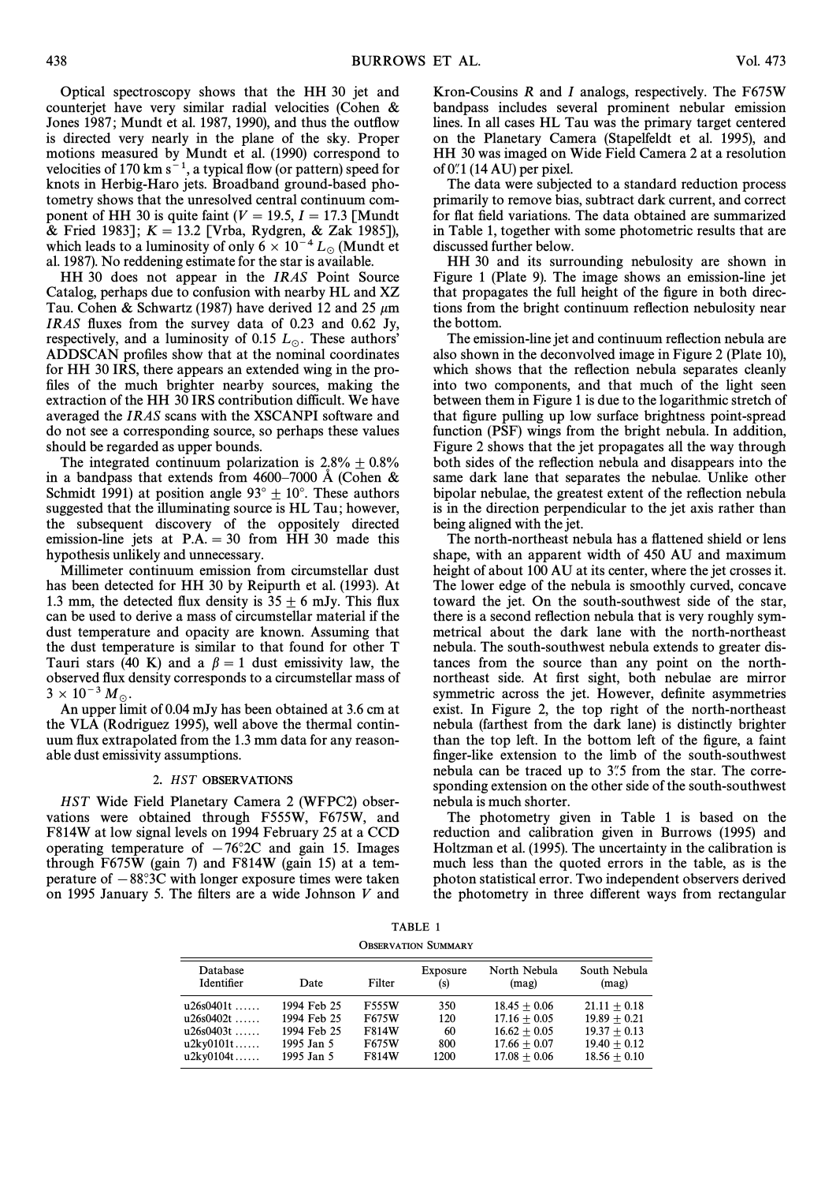Optical spectroscopy shows that the HH 30 jet and counterjet have very similar radial velocities (Cohen & Jones 1987; Mundt et al. 1987, 1990), and thus the outflow is directed very nearly in the plane of the sky. Proper motions measured by Mundt et al. (1990) correspond to velocities of 170 km $s^{-1}$, a typical flow (or pattern) speed for knots in Herbig-Haro jets. Broadband ground-based photometry shows that the unresolved central continuum component of HH 30 is quite faint ($V = 19.5$, $I = 17.3$ [Mundt & Fried 1983]; $K = 13.2$ [Vrba, Rydgren, & Zak 1985]), which leads to a luminosity of only $6 \times 10^{-4}\ L_{\odot}$ (Mundt et al. 1987). No reddening estimate for the star is available.

HH 30 does not appear in the *IRAS* Point Source Catalog, perhaps due to confusion with nearby HL and XZ Tau. Cohen & Schwartz (1987) have derived 12 and 25 $\mu$m *IRAS* fluxes from the survey data of 0.23 and 0.62 Jy, respectively, and a luminosity of 0.15 $L_{\odot}$. These authors' ADDSCAN profiles show that at the nominal coordinates for HH 30 IRS, there appears an extended wing in the profiles of the much brighter nearby sources, making the extraction of the HH 30 IRS contribution difficult. We have averaged the *IRAS* scans with the XSCANPI software and do not see a corresponding source, so perhaps these values should be regarded as upper bounds.

The integrated continuum polarization is $2.8\% \pm 0.8\%$ in a bandpass that extends from 4600–7000 Å (Cohen & Schmidt 1991) at position angle $93° \pm 10°$. These authors suggested that the illuminating source is HL Tau; however, the subsequent discovery of the oppositely directed emission-line jets at P.A. = 30 from HH 30 made this hypothesis unlikely and unnecessary.

Millimeter continuum emission from circumstellar dust has been detected for HH 30 by Reipurth et al. (1993). At 1.3 mm, the detected flux density is $35 \pm 6$ mJy. This flux can be used to derive a mass of circumstellar material if the dust temperature and opacity are known. Assuming that the dust temperature is similar to that found for other T Tauri stars (40 K) and a $\beta = 1$ dust emissivity law, the observed flux density corresponds to a circumstellar mass of $3 \times 10^{-3}\ M_{\odot}$.

An upper limit of 0.04 mJy has been obtained at 3.6 cm at the VLA (Rodriguez 1995), well above the thermal continuum flux extrapolated from the 1.3 mm data for any reasonable dust emissivity assumptions.

## 2. *HST* OBSERVATIONS

*HST* Wide Field Planetary Camera 2 (WFPC2) observations were obtained through F555W, F675W, and F814W at low signal levels on 1994 February 25 at a CCD operating temperature of $-76.2$°C and gain 15. Images through F675W (gain 7) and F814W (gain 15) at a temperature of $-88.3$°C with longer exposure times were taken on 1995 January 5. The filters are a wide Johnson $V$ and Kron-Cousins $R$ and $I$ analogs, respectively. The F675W bandpass includes several prominent nebular emission lines. In all cases HL Tau was the primary target centered on the Planetary Camera (Stapelfeldt et al. 1995), and HH 30 was imaged on Wide Field Camera 2 at a resolution of 0.″1 (14 AU) per pixel.

The data were subjected to a standard reduction process primarily to remove bias, subtract dark current, and correct for flat field variations. The data obtained are summarized in Table 1, together with some photometric results that are discussed further below.

HH 30 and its surrounding nebulosity are shown in Figure 1 (Plate 9). The image shows an emission-line jet that propagates the full height of the figure in both directions from the bright continuum reflection nebulosity near the bottom.

The emission-line jet and continuum reflection nebula are also shown in the deconvolved image in Figure 2 (Plate 10), which shows that the reflection nebula separates cleanly into two components, and that much of the light seen between them in Figure 1 is due to the logarithmic stretch of that figure pulling up low surface brightness point-spread function (PSF) wings from the bright nebula. In addition, Figure 2 shows that the jet propagates all the way through both sides of the reflection nebula and disappears into the same dark lane that separates the nebulae. Unlike other bipolar nebulae, the greatest extent of the reflection nebula is in the direction perpendicular to the jet axis rather than being aligned with the jet.

The north-northeast nebula has a flattened shield or lens shape, with an apparent width of 450 AU and maximum height of about 100 AU at its center, where the jet crosses it. The lower edge of the nebula is smoothly curved, concave toward the jet. On the south-southwest side of the star, there is a second reflection nebula that is very roughly symmetrical about the dark lane with the north-northeast nebula. The south-southwest nebula extends to greater distances from the source than any point on the north-northeast side. At first sight, both nebulae are mirror symmetric across the jet. However, definite asymmetries exist. In Figure 2, the top right of the north-northeast nebula (farthest from the dark lane) is distinctly brighter than the top left. In the bottom left of the figure, a faint finger-like extension to the limb of the south-southwest nebula can be traced up to 3.″5 from the star. The corresponding extension on the other side of the south-southwest nebula is much shorter.

The photometry given in Table 1 is based on the reduction and calibration given in Burrows (1995) and Holtzman et al. (1995). The uncertainty in the calibration is much less than the quoted errors in the table, as is the photon statistical error. Two independent observers derived the photometry in three different ways from rectangular

TABLE 1

OBSERVATION SUMMARY

| Database Identifier | Date | Filter | Exposure (s) | North Nebula (mag) | South Nebula (mag) |
|---|---|---|---|---|---|
| u26s0401t ...... | 1994 Feb 25 | F555W | 350 | $18.45 \pm 0.06$ | $21.11 \pm 0.18$ |
| u26s0402t ...... | 1994 Feb 25 | F675W | 120 | $17.16 \pm 0.05$ | $19.89 \pm 0.21$ |
| u26s0403t ...... | 1994 Feb 25 | F814W | 60 | $16.62 \pm 0.05$ | $19.37 \pm 0.13$ |
| u2ky0101t...... | 1995 Jan 5 | F675W | 800 | $17.66 \pm 0.07$ | $19.40 \pm 0.12$ |
| u2ky0104t...... | 1995 Jan 5 | F814W | 1200 | $17.08 \pm 0.06$ | $18.56 \pm 0.10$ |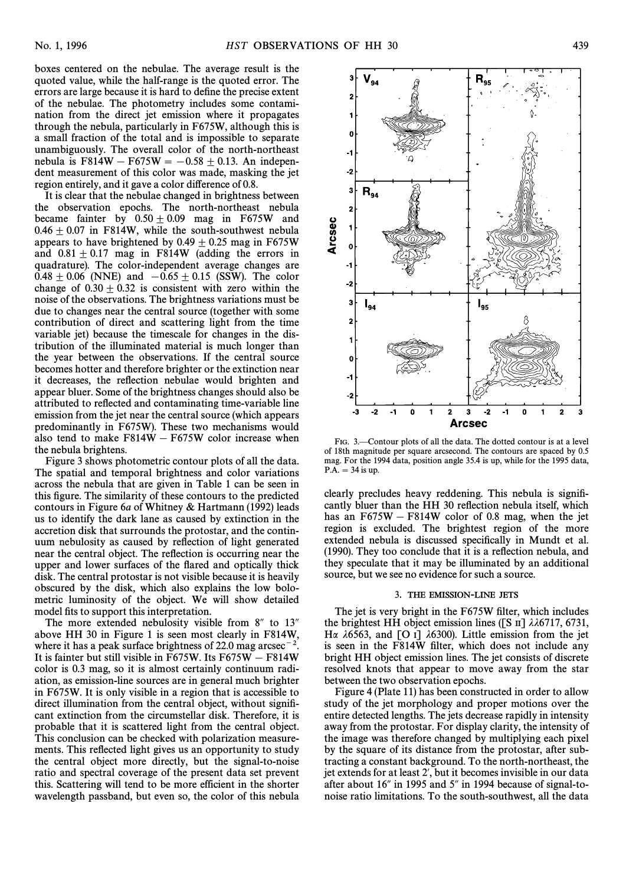boxes centered on the nebulae. The average result is the quoted value, while the half-range is the quoted error. The errors are large because it is hard to define the precise extent of the nebulae. The photometry includes some contamination from the direct jet emission where it propagates through the nebula, particularly in F675W, although this is a small fraction of the total and is impossible to separate unambiguously. The overall color of the north-northeast nebula is F814W − F675W = $-0.58 \pm 0.13$. An independent measurement of this color was made, masking the jet region entirely, and it gave a color difference of 0.8.

It is clear that the nebulae changed in brightness between the observation epochs. The north-northeast nebula became fainter by $0.50 \pm 0.09$ mag in F675W and $0.46 \pm 0.07$ in F814W, while the south-southwest nebula appears to have brightened by $0.49 \pm 0.25$ mag in F675W and $0.81 \pm 0.17$ mag in F814W (adding the errors in quadrature). The color-independent average changes are $0.48 \pm 0.06$ (NNE) and $-0.65 \pm 0.15$ (SSW). The color change of $0.30 \pm 0.32$ is consistent with zero within the noise of the observations. The brightness variations must be due to changes near the central source (together with some contribution of direct and scattering light from the time variable jet) because the timescale for changes in the distribution of the illuminated material is much longer than the year between the observations. If the central source becomes hotter and therefore brighter or the extinction near it decreases, the reflection nebulae would brighten and appear bluer. Some of the brightness changes should also be attributed to reflected and contaminating time-variable line emission from the jet near the central source (which appears predominantly in F675W). These two mechanisms would also tend to make F814W − F675W color increase when the nebula brightens.

Figure 3 shows photometric contour plots of all the data. The spatial and temporal brightness and color variations across the nebula that are given in Table 1 can be seen in this figure. The similarity of these contours to the predicted contours in Figure 6*a* of Whitney & Hartmann (1992) leads us to identify the dark lane as caused by extinction in the accretion disk that surrounds the protostar, and the continuum nebulosity as caused by reflection of light generated near the central object. The reflection is occurring near the upper and lower surfaces of the flared and optically thick disk. The central protostar is not visible because it is heavily obscured by the disk, which also explains the low bolometric luminosity of the object. We will show detailed model fits to support this interpretation.

The more extended nebulosity visible from 8″ to 13″ above HH 30 in Figure 1 is seen most clearly in F814W, where it has a peak surface brightness of 22.0 mag arcsec$^{-2}$. It is fainter but still visible in F675W. Its F675W − F814W color is 0.3 mag, so it is almost certainly continuum radiation, as emission-line sources are in general much brighter in F675W. It is only visible in a region that is accessible to direct illumination from the central object, without significant extinction from the circumstellar disk. Therefore, it is probable that it is scattered light from the central object. This conclusion can be checked with polarization measurements. This reflected light gives us an opportunity to study the central object more directly, but the signal-to-noise ratio and spectral coverage of the present data set prevent this. Scattering will tend to be more efficient in the shorter wavelength passband, but even so, the color of this nebula clearly precludes heavy reddening. This nebula is significantly bluer than the HH 30 reflection nebula itself, which has an F675W − F814W color of 0.8 mag, when the jet region is excluded. The brightest region of the more extended nebula is discussed specifically in Mundt et al. (1990). They too conclude that it is a reflection nebula, and they speculate that it may be illuminated by an additional source, but we see no evidence for such a source.

FIG. 3.—Contour plots of all the data. The dotted contour is at a level of 18th magnitude per square arcsecond. The contours are spaced by 0.5 mag. For the 1994 data, position angle 35.4 is up, while for the 1995 data, P.A. = 34 is up.

## 3. THE EMISSION-LINE JETS

The jet is very bright in the F675W filter, which includes the brightest HH object emission lines ([S II] λλ6717, 6731, Hα λ6563, and [O I] λ6300). Little emission from the jet is seen in the F814W filter, which does not include any bright HH object emission lines. The jet consists of discrete resolved knots that appear to move away from the star between the two observation epochs.

Figure 4 (Plate 11) has been constructed in order to allow study of the jet morphology and proper motions over the entire detected lengths. The jets decrease rapidly in intensity away from the protostar. For display clarity, the intensity of the image was therefore changed by multiplying each pixel by the square of its distance from the protostar, after subtracting a constant background. To the north-northeast, the jet extends for at least 2′, but it becomes invisible in our data after about 16″ in 1995 and 5″ in 1994 because of signal-to-noise ratio limitations. To the south-southwest, all the data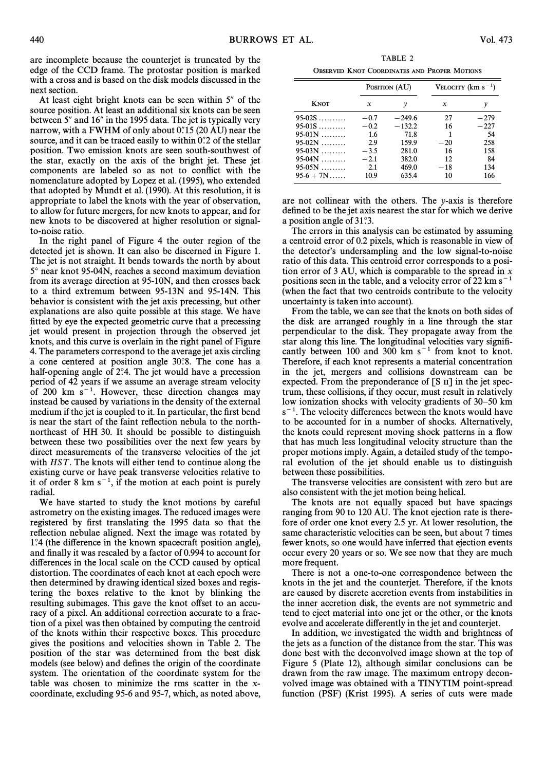are incomplete because the counterjet is truncated by the edge of the CCD frame. The protostar position is marked with a cross and is based on the disk models discussed in the next section.

At least eight bright knots can be seen within 5″ of the source position. At least an additional six knots can be seen between 5″ and 16″ in the 1995 data. The jet is typically very narrow, with a FWHM of only about 0″.15 (20 AU) near the source, and it can be traced easily to within 0″.2 of the stellar position. Two emission knots are seen south-southwest of the star, exactly on the axis of the bright jet. These jet components are labeled so as not to conflict with the nomenclature adopted by Lopez et al. (1995), who extended that adopted by Mundt et al. (1990). At this resolution, it is appropriate to label the knots with the year of observation, to allow for future mergers, for new knots to appear, and for new knots to be discovered at higher resolution or signal-to-noise ratio.

In the right panel of Figure 4 the outer region of the detected jet is shown. It can also be discerned in Figure 1. The jet is not straight. It bends towards the north by about 5° near knot 95-04N, reaches a second maximum deviation from its average direction at 95-10N, and then crosses back to a third extremum between 95-13N and 95-14N. This behavior is consistent with the jet axis precessing, but other explanations are also quite possible at this stage. We have fitted by eye the expected geometric curve that a precessing jet would present in projection through the observed jet knots, and this curve is overlain in the right panel of Figure 4. The parameters correspond to the average jet axis circling a cone centered at position angle 30°.8. The cone has a half-opening angle of 2°.4. The jet would have a precession period of 42 years if we assume an average stream velocity of 200 km s$^{-1}$. However, these direction changes may instead be caused by variations in the density of the external medium if the jet is coupled to it. In particular, the first bend is near the start of the faint reflection nebula to the north-northeast of HH 30. It should be possible to distinguish between these two possibilities over the next few years by direct measurements of the transverse velocities of the jet with *HST*. The knots will either tend to continue along the existing curve or have peak transverse velocities relative to it of order 8 km s$^{-1}$, if the motion at each point is purely radial.

We have started to study the knot motions by careful astrometry on the existing images. The reduced images were registered by first translating the 1995 data so that the reflection nebulae aligned. Next the image was rotated by 1°.4 (the difference in the known spacecraft position angle), and finally it was rescaled by a factor of 0.994 to account for differences in the local scale on the CCD caused by optical distortion. The coordinates of each knot at each epoch were then determined by drawing identical sized boxes and registering the boxes relative to the knot by blinking the resulting subimages. This gave the knot offset to an accuracy of a pixel. An additional correction accurate to a fraction of a pixel was then obtained by computing the centroid of the knots within their respective boxes. This procedure gives the positions and velocities shown in Table 2. The position of the star was determined from the best disk models (see below) and defines the origin of the coordinate system. The orientation of the coordinate system for the table was chosen to minimize the rms scatter in the $x$-coordinate, excluding 95-6 and 95-7, which, as noted above, are not collinear with the others. The $y$-axis is therefore defined to be the jet axis nearest the star for which we derive a position angle of 31°.3.

TABLE 2

OBSERVED KNOT COORDINATES AND PROPER MOTIONS

| Knot | Position (AU) $x$ | Position (AU) $y$ | Velocity (km s$^{-1}$) $x$ | Velocity (km s$^{-1}$) $y$ |
|---|---|---|---|---|
| 95-02S | −0.7 | −249.6 | 27 | −279 |
| 95-01S | −0.2 | −132.2 | 16 | −227 |
| 95-01N | 1.6 | 71.8 | 1 | 54 |
| 95-02N | 2.9 | 159.9 | −20 | 258 |
| 95-03N | −3.5 | 281.0 | 16 | 158 |
| 95-04N | −2.1 | 382.0 | 12 | 84 |
| 95-05N | 2.1 | 469.0 | −18 | 134 |
| 95-6 + 7N | 10.9 | 635.4 | 10 | 166 |

The errors in this analysis can be estimated by assuming a centroid error of 0.2 pixels, which is reasonable in view of the detector's undersampling and the low signal-to-noise ratio of this data. This centroid error corresponds to a position error of 3 AU, which is comparable to the spread in $x$ positions seen in the table, and a velocity error of 22 km s$^{-1}$ (when the fact that two centroids contribute to the velocity uncertainty is taken into account).

From the table, we can see that the knots on both sides of the disk are arranged roughly in a line through the star perpendicular to the disk. They propagate away from the star along this line. The longitudinal velocities vary significantly between 100 and 300 km s$^{-1}$ from knot to knot. Therefore, if each knot represents a material concentration in the jet, mergers and collisions downstream can be expected. From the preponderance of [S II] in the jet spectrum, these collisions, if they occur, must result in relatively low ionization shocks with velocity gradients of 30–50 km s$^{-1}$. The velocity differences between the knots would have to be accounted for in a number of shocks. Alternatively, the knots could represent moving shock patterns in a flow that has much less longitudinal velocity structure than the proper motions imply. Again, a detailed study of the temporal evolution of the jet should enable us to distinguish between these possibilities.

The transverse velocities are consistent with zero but are also consistent with the jet motion being helical.

The knots are not equally spaced but have spacings ranging from 90 to 120 AU. The knot ejection rate is therefore of order one knot every 2.5 yr. At lower resolution, the same characteristic velocities can be seen, but about 7 times fewer knots, so one would have inferred that ejection events occur every 20 years or so. We see now that they are much more frequent.

There is not a one-to-one correspondence between the knots in the jet and the counterjet. Therefore, if the knots are caused by discrete accretion events from instabilities in the inner accretion disk, the events are not symmetric and tend to eject material into one jet or the other, or the knots evolve and accelerate differently in the jet and counterjet.

In addition, we investigated the width and brightness of the jets as a function of the distance from the star. This was done best with the deconvolved image shown at the top of Figure 5 (Plate 12), although similar conclusions can be drawn from the raw image. The maximum entropy deconvolved image was obtained with a TINYTIM point-spread function (PSF) (Krist 1995). A series of cuts were made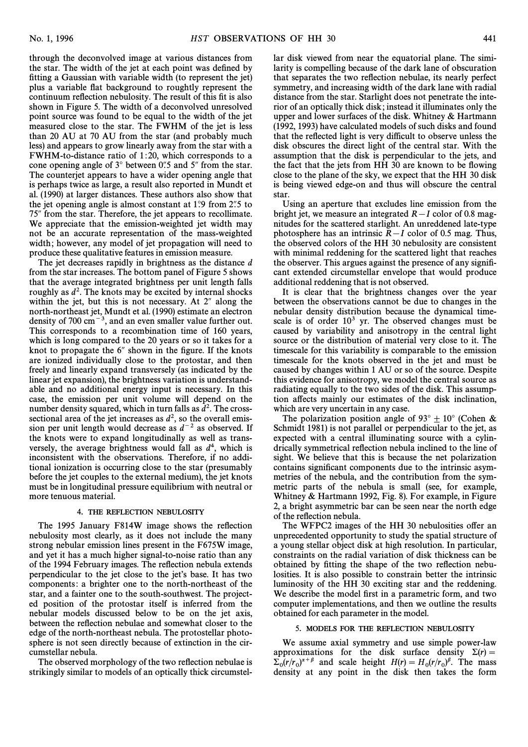through the deconvolved image at various distances from the star. The width of the jet at each point was defined by fitting a Gaussian with variable width (to represent the jet) plus a variable flat background to roughly represent the continuum reflection nebulosity. The result of this fit is also shown in Figure 5. The width of a deconvolved unresolved point source was found to be equal to the width of the jet measured close to the star. The FWHM of the jet is less than 20 AU at 70 AU from the star (and probably much less) and appears to grow linearly away from the star with a FWHM-to-distance ratio of 1:20, which corresponds to a cone opening angle of 3° between 0".5 and 5" from the star. The counterjet appears to have a wider opening angle that is perhaps twice as large, a result also reported in Mundt et al. (1990) at larger distances. These authors also show that the jet opening angle is almost constant at 1°.9 from 2".5 to 75" from the star. Therefore, the jet appears to recollimate. We appreciate that the emission-weighted jet width may not be an accurate representation of the mass-weighted width; however, any model of jet propagation will need to produce these qualitative features in emission measure.

The jet decreases rapidly in brightness as the distance $d$ from the star increases. The bottom panel of Figure 5 shows that the average integrated brightness per unit length falls roughly as $d^2$. The knots may be excited by internal shocks within the jet, but this is not necessary. At 2" along the north-northeast jet, Mundt et al. (1990) estimate an electron density of 700 $cm^{-3}$, and an even smaller value further out. This corresponds to a recombination time of 160 years, which is long compared to the 20 years or so it takes for a knot to propagate the 6" shown in the figure. If the knots are ionized individually close to the protostar, and then freely and linearly expand transversely (as indicated by the linear jet expansion), the brightness variation is understandable and no additional energy input is necessary. In this case, the emission per unit volume will depend on the number density squared, which in turn falls as $d^2$. The cross-sectional area of the jet increases as $d^2$, so the overall emission per unit length would decrease as $d^{-2}$ as observed. If the knots were to expand longitudinally as well as transversely, the average brightness would fall as $d^4$, which is inconsistent with the observations. Therefore, if no additional ionization is occurring close to the star (presumably before the jet couples to the external medium), the jet knots must be in longitudinal pressure equilibrium with neutral or more tenuous material.

## 4. THE REFLECTION NEBULOSITY

The 1995 January F814W image shows the reflection nebulosity most clearly, as it does not include the many strong nebular emission lines present in the F675W image, and yet it has a much higher signal-to-noise ratio than any of the 1994 February images. The reflection nebula extends perpendicular to the jet close to the jet's base. It has two components: a brighter one to the north-northeast of the star, and a fainter one to the south-southwest. The projected position of the protostar itself is inferred from the nebular models discussed below to be on the jet axis, between the reflection nebulae and somewhat closer to the edge of the north-northeast nebula. The protostellar photosphere is not seen directly because of extinction in the circumstellar nebula.

The observed morphology of the two reflection nebulae is strikingly similar to models of an optically thick circumstellar disk viewed from near the equatorial plane. The similarity is compelling because of the dark lane of obscuration that separates the two reflection nebulae, its nearly perfect symmetry, and increasing width of the dark lane with radial distance from the star. Starlight does not penetrate the interior of an optically thick disk; instead it illuminates only the upper and lower surfaces of the disk. Whitney & Hartmann (1992, 1993) have calculated models of such disks and found that the reflected light is very difficult to observe unless the disk obscures the direct light of the central star. With the assumption that the disk is perpendicular to the jets, and the fact that the jets from HH 30 are known to be flowing close to the plane of the sky, we expect that the HH 30 disk is being viewed edge-on and thus will obscure the central star.

Using an aperture that excludes line emission from the bright jet, we measure an integrated $R-I$ color of 0.8 magnitudes for the scattered starlight. An unreddened late-type photosphere has an intrinsic $R-I$ color of 0.5 mag. Thus, the observed colors of the HH 30 nebulosity are consistent with minimal reddening for the scattered light that reaches the observer. This argues against the presence of any significant extended circumstellar envelope that would produce additional reddening that is not observed.

It is clear that the brightness changes over the year between the observations cannot be due to changes in the nebular density distribution because the dynamical timescale is of order $10^3$ yr. The observed changes must be caused by variability and anisotropy in the central light source or the distribution of material very close to it. The timescale for this variability is comparable to the emission timescale for the knots observed in the jet and must be caused by changes within 1 AU or so of the source. Despite this evidence for anisotropy, we model the central source as radiating equally to the two sides of the disk. This assumption affects mainly our estimates of the disk inclination, which are very uncertain in any case.

The polarization position angle of 93° ± 10° (Cohen & Schmidt 1981) is not parallel or perpendicular to the jet, as expected with a central illuminating source with a cylindrically symmetrical reflection nebula inclined to the line of sight. We believe that this is because the net polarization contains significant components due to the intrinsic asymmetries of the nebula, and the contribution from the symmetric parts of the nebula is small (see, for example, Whitney & Hartmann 1992, Fig. 8). For example, in Figure 2, a bright asymmetric bar can be seen near the north edge of the reflection nebula.

The WFPC2 images of the HH 30 nebulosities offer an unprecedented opportunity to study the spatial structure of a young stellar object disk at high resolution. In particular, constraints on the radial variation of disk thickness can be obtained by fitting the shape of the two reflection nebulosities. It is also possible to constrain better the intrinsic luminosity of the HH 30 exciting star and the reddening. We describe the model first in a parametric form, and two computer implementations, and then we outline the results obtained for each parameter in the model.

## 5. MODELS FOR THE REFLECTION NEBULOSITY

We assume axial symmetry and use simple power-law approximations for the disk surface density $\Sigma(r) = \Sigma_0(r/r_0)^{\alpha+\beta}$ and scale height $H(r) = H_0(r/r_0)^{\beta}$. The mass density at any point in the disk then takes the form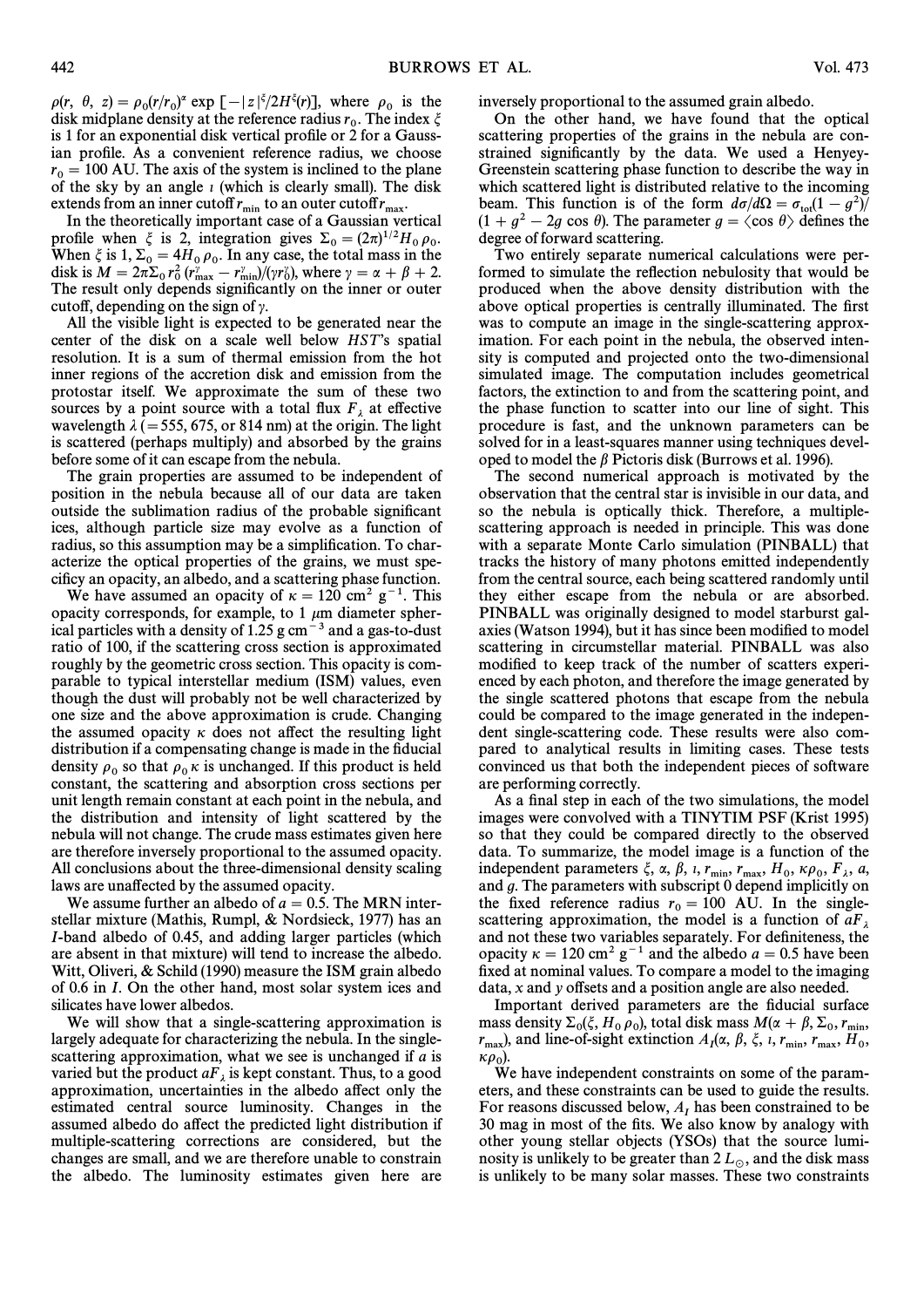$\rho(r, \theta, z) = \rho_0(r/r_0)^\alpha \exp[-|z|^\xi/2H^\xi(r)]$, where $\rho_0$ is the disk midplane density at the reference radius $r_0$. The index $\xi$ is 1 for an exponential disk vertical profile or 2 for a Gaussian profile. As a convenient reference radius, we choose $r_0 = 100$ AU. The axis of the system is inclined to the plane of the sky by an angle $\imath$ (which is clearly small). The disk extends from an inner cutoff $r_{\min}$ to an outer cutoff $r_{\max}$.

In the theoretically important case of a Gaussian vertical profile when $\xi$ is 2, integration gives $\Sigma_0 = (2\pi)^{1/2} H_0 \rho_0$. When $\xi$ is 1, $\Sigma_0 = 4H_0 \rho_0$. In any case, the total mass in the disk is $M = 2\pi\Sigma_0 r_0^2 (r_{\max}^\gamma - r_{\min}^\gamma)/(\gamma r_0^\gamma)$, where $\gamma = \alpha + \beta + 2$. The result only depends significantly on the inner or outer cutoff, depending on the sign of $\gamma$.

All the visible light is expected to be generated near the center of the disk on a scale well below *HST*'s spatial resolution. It is a sum of thermal emission from the hot inner regions of the accretion disk and emission from the protostar itself. We approximate the sum of these two sources by a point source with a total flux $F_\lambda$ at effective wavelength $\lambda$ (=555, 675, or 814 nm) at the origin. The light is scattered (perhaps multiply) and absorbed by the grains before some of it can escape from the nebula.

The grain properties are assumed to be independent of position in the nebula because all of our data are taken outside the sublimation radius of the probable significant ices, although particle size may evolve as a function of radius, so this assumption may be a simplification. To characterize the optical properties of the grains, we must specificy an opacity, an albedo, and a scattering phase function.

We have assumed an opacity of $\kappa = 120$ cm$^2$ g$^{-1}$. This opacity corresponds, for example, to 1 $\mu$m diameter spherical particles with a density of 1.25 g cm$^{-3}$ and a gas-to-dust ratio of 100, if the scattering cross section is approximated roughly by the geometric cross section. This opacity is comparable to typical interstellar medium (ISM) values, even though the dust will probably not be well characterized by one size and the above approximation is crude. Changing the assumed opacity $\kappa$ does not affect the resulting light distribution if a compensating change is made in the fiducial density $\rho_0$ so that $\rho_0 \kappa$ is unchanged. If this product is held constant, the scattering and absorption cross sections per unit length remain constant at each point in the nebula, and the distribution and intensity of light scattered by the nebula will not change. The crude mass estimates given here are therefore inversely proportional to the assumed opacity. All conclusions about the three-dimensional density scaling laws are unaffected by the assumed opacity.

We assume further an albedo of $a = 0.5$. The MRN interstellar mixture (Mathis, Rumpl, & Nordsieck, 1977) has an *I*-band albedo of 0.45, and adding larger particles (which are absent in that mixture) will tend to increase the albedo. Witt, Oliveri, & Schild (1990) measure the ISM grain albedo of 0.6 in *I*. On the other hand, most solar system ices and silicates have lower albedos.

We will show that a single-scattering approximation is largely adequate for characterizing the nebula. In the single-scattering approximation, what we see is unchanged if $a$ is varied but the product $aF_\lambda$ is kept constant. Thus, to a good approximation, uncertainties in the albedo affect only the estimated central source luminosity. Changes in the assumed albedo do affect the predicted light distribution if multiple-scattering corrections are considered, but the changes are small, and we are therefore unable to constrain the albedo. The luminosity estimates given here are inversely proportional to the assumed grain albedo.

On the other hand, we have found that the optical scattering properties of the grains in the nebula are constrained significantly by the data. We used a Henyey-Greenstein scattering phase function to describe the way in which scattered light is distributed relative to the incoming beam. This function is of the form $d\sigma/d\Omega = \sigma_{\rm tot}(1 - g^2)/(1 + g^2 - 2g\cos\theta)$. The parameter $g = \langle\cos\theta\rangle$ defines the degree of forward scattering.

Two entirely separate numerical calculations were performed to simulate the reflection nebulosity that would be produced when the above density distribution with the above optical properties is centrally illuminated. The first was to compute an image in the single-scattering approximation. For each point in the nebula, the observed intensity is computed and projected onto the two-dimensional simulated image. The computation includes geometrical factors, the extinction to and from the scattering point, and the phase function to scatter into our line of sight. This procedure is fast, and the unknown parameters can be solved for in a least-squares manner using techniques developed to model the $\beta$ Pictoris disk (Burrows et al. 1996).

The second numerical approach is motivated by the observation that the central star is invisible in our data, and so the nebula is optically thick. Therefore, a multiple-scattering approach is needed in principle. This was done with a separate Monte Carlo simulation (PINBALL) that tracks the history of many photons emitted independently from the central source, each being scattered randomly until they either escape from the nebula or are absorbed. PINBALL was originally designed to model starburst galaxies (Watson 1994), but it has since been modified to model scattering in circumstellar material. PINBALL was also modified to keep track of the number of scatters experienced by each photon, and therefore the image generated by the single scattered photons that escape from the nebula could be compared to the image generated in the independent single-scattering code. These results were also compared to analytical results in limiting cases. These tests convinced us that both the independent pieces of software are performing correctly.

As a final step in each of the two simulations, the model images were convolved with a TINYTIM PSF (Krist 1995) so that they could be compared directly to the observed data. To summarize, the model image is a function of the independent parameters $\xi$, $\alpha$, $\beta$, $\imath$, $r_{\min}$, $r_{\max}$, $H_0$, $\kappa\rho_0$, $F_\lambda$, $a$, and $g$. The parameters with subscript 0 depend implicitly on the fixed reference radius $r_0 = 100$ AU. In the single-scattering approximation, the model is a function of $aF_\lambda$ and not these two variables separately. For definiteness, the opacity $\kappa = 120$ cm$^2$ g$^{-1}$ and the albedo $a = 0.5$ have been fixed at nominal values. To compare a model to the imaging data, $x$ and $y$ offsets and a position angle are also needed.

Important derived parameters are the fiducial surface mass density $\Sigma_0(\xi, H_0\rho_0)$, total disk mass $M(\alpha + \beta, \Sigma_0, r_{\min}, r_{\max})$, and line-of-sight extinction $A_I(\alpha, \beta, \xi, \imath, r_{\min}, r_{\max}, H_0, \kappa\rho_0)$.

We have independent constraints on some of the parameters, and these constraints can be used to guide the results. For reasons discussed below, $A_I$ has been constrained to be 30 mag in most of the fits. We also know by analogy with other young stellar objects (YSOs) that the source luminosity is unlikely to be greater than 2 $L_\odot$, and the disk mass is unlikely to be many solar masses. These two constraints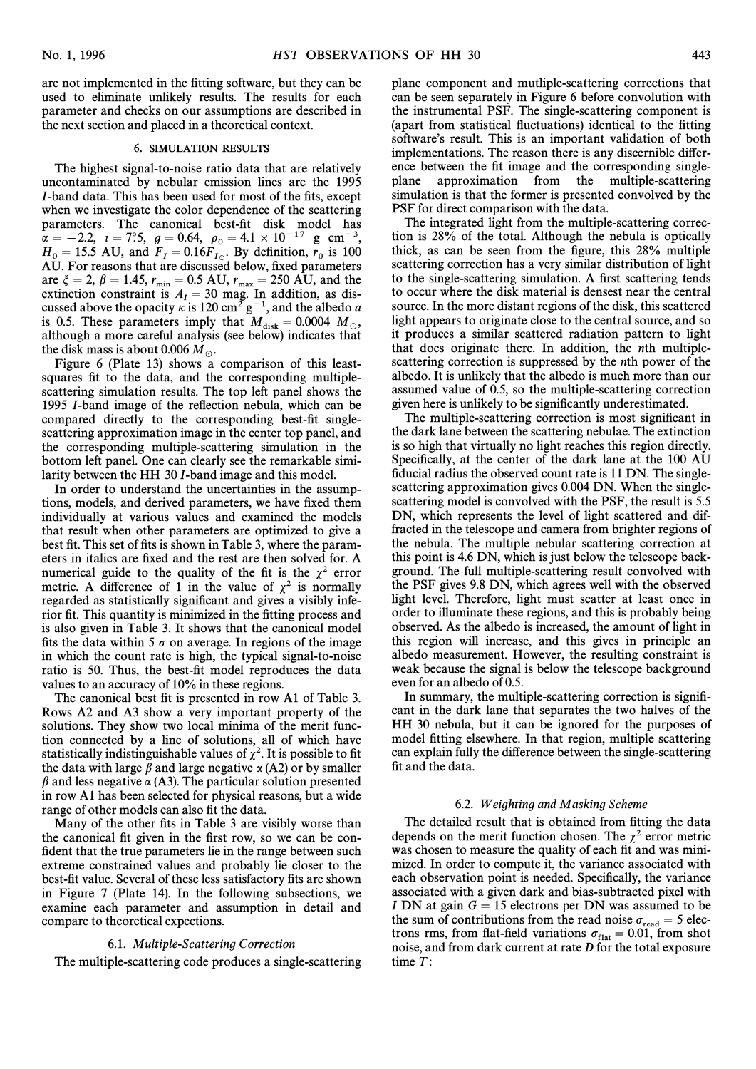are not implemented in the fitting software, but they can be used to eliminate unlikely results. The results for each parameter and checks on our assumptions are described in the next section and placed in a theoretical context.

## 6. SIMULATION RESULTS

The highest signal-to-noise ratio data that are relatively uncontaminated by nebular emission lines are the 1995 *I*-band data. This has been used for most of the fits, except when we investigate the color dependence of the scattering parameters. The canonical best-fit disk model has $\alpha = -2.2$, $\iota = 7.5$, $g = 0.64$, $\rho_0 = 4.1 \times 10^{-17}$ g cm$^{-3}$, $H_0 = 15.5$ AU, and $F_I = 0.16 F_{I\odot}$. By definition, $r_0$ is 100 AU. For reasons that are discussed below, fixed parameters are $\xi = 2$, $\beta = 1.45$, $r_{\rm min} = 0.5$ AU, $r_{\rm max} = 250$ AU, and the extinction constraint is $A_I = 30$ mag. In addition, as discussed above the opacity $\kappa$ is 120 cm$^2$ g$^{-1}$, and the albedo $a$ is 0.5. These parameters imply that $M_{\rm disk} = 0.0004\ M_\odot$, although a more careful analysis (see below) indicates that the disk mass is about 0.006 $M_\odot$.

Figure 6 (Plate 13) shows a comparison of this least-squares fit to the data, and the corresponding multiple-scattering simulation results. The top left panel shows the 1995 *I*-band image of the reflection nebula, which can be compared directly to the corresponding best-fit single-scattering approximation image in the center top panel, and the corresponding multiple-scattering simulation in the bottom left panel. One can clearly see the remarkable similarity between the HH 30 *I*-band image and this model.

In order to understand the uncertainties in the assumptions, models, and derived parameters, we have fixed them individually at various values and examined the models that result when other parameters are optimized to give a best fit. This set of fits is shown in Table 3, where the parameters in italics are fixed and the rest are then solved for. A numerical guide to the quality of the fit is the $\chi^2$ error metric. A difference of 1 in the value of $\chi^2$ is normally regarded as statistically significant and gives a visibly inferior fit. This quantity is minimized in the fitting process and is also given in Table 3. It shows that the canonical model fits the data within 5 $\sigma$ on average. In regions of the image in which the count rate is high, the typical signal-to-noise ratio is 50. Thus, the best-fit model reproduces the data values to an accuracy of 10% in these regions.

The canonical best fit is presented in row A1 of Table 3. Rows A2 and A3 show a very important property of the solutions. They show two local minima of the merit function connected by a line of solutions, all of which have statistically indistinguishable values of $\chi^2$. It is possible to fit the data with large $\beta$ and large negative $\alpha$ (A2) or by smaller $\beta$ and less negative $\alpha$ (A3). The particular solution presented in row A1 has been selected for physical reasons, but a wide range of other models can also fit the data.

Many of the other fits in Table 3 are visibly worse than the canonical fit given in the first row, so we can be confident that the true parameters lie in the range between such extreme constrained values and probably lie closer to the best-fit value. Several of these less satisfactory fits are shown in Figure 7 (Plate 14). In the following subsections, we examine each parameter and assumption in detail and compare to theoretical expectations.

### 6.1. *Multiple-Scattering Correction*

The multiple-scattering code produces a single-scattering plane component and mutliple-scattering corrections that can be seen separately in Figure 6 before convolution with the instrumental PSF. The single-scattering component is (apart from statistical fluctuations) identical to the fitting software's result. This is an important validation of both implementations. The reason there is any discernible difference between the fit image and the corresponding single-plane approximation from the multiple-scattering simulation is that the former is presented convolved by the PSF for direct comparison with the data.

The integrated light from the multiple-scattering correction is 28% of the total. Although the nebula is optically thick, as can be seen from the figure, this 28% multiple scattering correction has a very similar distribution of light to the single-scattering simulation. A first scattering tends to occur where the disk material is densest near the central source. In the more distant regions of the disk, this scattered light appears to originate close to the central source, and so it produces a similar scattered radiation pattern to light that does originate there. In addition, the $n$th multiple-scattering correction is suppressed by the $n$th power of the albedo. It is unlikely that the albedo is much more than our assumed value of 0.5, so the multiple-scattering correction given here is unlikely to be significantly underestimated.

The multiple-scattering correction is most significant in the dark lane between the scattering nebulae. The extinction is so high that virtually no light reaches this region directly. Specifically, at the center of the dark lane at the 100 AU fiducial radius the observed count rate is 11 DN. The single-scattering approximation gives 0.004 DN. When the single-scattering model is convolved with the PSF, the result is 5.5 DN, which represents the level of light scattered and diffracted in the telescope and camera from brighter regions of the nebula. The multiple nebular scattering correction at this point is 4.6 DN, which is just below the telescope background. The full multiple-scattering result convolved with the PSF gives 9.8 DN, which agrees well with the observed light level. Therefore, light must scatter at least once in order to illuminate these regions, and this is probably being observed. As the albedo is increased, the amount of light in this region will increase, and this gives in principle an albedo measurement. However, the resulting constraint is weak because the signal is below the telescope background even for an albedo of 0.5.

In summary, the multiple-scattering correction is significant in the dark lane that separates the two halves of the HH 30 nebula, but it can be ignored for the purposes of model fitting elsewhere. In that region, multiple scattering can explain fully the difference between the single-scattering fit and the data.

### 6.2. *Weighting and Masking Scheme*

The detailed result that is obtained from fitting the data depends on the merit function chosen. The $\chi^2$ error metric was chosen to measure the quality of each fit and was minimized. In order to compute it, the variance associated with each observation point is needed. Specifically, the variance associated with a given dark and bias-subtracted pixel with $I$ DN at gain $G = 15$ electrons per DN was assumed to be the sum of contributions from the read noise $\sigma_{\rm read} = 5$ electrons rms, from flat-field variations $\sigma_{\rm flat} = 0.01$, from shot noise, and from dark current at rate $D$ for the total exposure time $T$: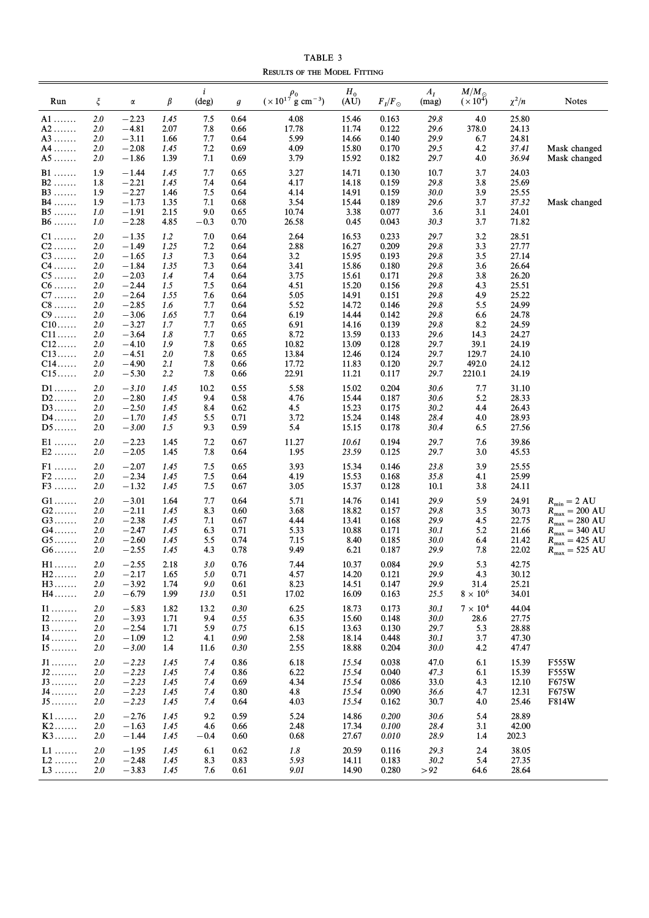TABLE 3

Results of the Model Fitting

| Run | $\xi$ | $\alpha$ | $\beta$ | $i$ (deg) | $g$ | $\rho_0$ ($\times 10^{17}$ g cm$^{-3}$) | $H_0$ (AU) | $F_I/F_{\odot}$ | $A_I$ (mag) | $M/M_{\odot}$ ($\times 10^4$) | $\chi^2/n$ | Notes |
|---|---|---|---|---|---|---|---|---|---|---|---|---|
| A1 ....... | 2.0 | −2.23 | 1.45 | 7.5 | 0.64 | 4.08 | 15.46 | 0.163 | 29.8 | 4.0 | 25.80 | |
| A2 ....... | 2.0 | −4.81 | 2.07 | 7.8 | 0.66 | 17.78 | 11.74 | 0.122 | 29.6 | 378.0 | 24.13 | |
| A3 ....... | 2.0 | −3.11 | 1.66 | 7.7 | 0.64 | 5.99 | 14.66 | 0.140 | 29.9 | 6.7 | 24.81 | |
| A4 ....... | 2.0 | −2.08 | 1.45 | 7.2 | 0.69 | 4.09 | 15.80 | 0.170 | 29.5 | 4.2 | 37.41 | Mask changed |
| A5 ....... | 2.0 | −1.86 | 1.39 | 7.1 | 0.69 | 3.79 | 15.92 | 0.182 | 29.7 | 4.0 | 36.94 | Mask changed |
| B1 ....... | 1.9 | −1.44 | 1.45 | 7.7 | 0.65 | 3.27 | 14.71 | 0.130 | 10.7 | 3.7 | 24.03 | |
| B2 ....... | 1.8 | −2.21 | 1.45 | 7.4 | 0.64 | 4.17 | 14.18 | 0.159 | 29.8 | 3.8 | 25.69 | |
| B3 ....... | 1.9 | −2.27 | 1.46 | 7.5 | 0.64 | 4.14 | 14.91 | 0.159 | 30.0 | 3.9 | 25.55 | |
| B4 ....... | 1.9 | −1.73 | 1.35 | 7.1 | 0.68 | 3.54 | 15.44 | 0.189 | 29.6 | 3.7 | 37.32 | Mask changed |
| B5 ....... | 1.0 | −1.91 | 2.15 | 9.0 | 0.65 | 10.74 | 3.38 | 0.077 | 3.6 | 3.1 | 24.01 | |
| B6 ....... | 1.0 | −2.28 | 4.85 | −0.3 | 0.70 | 26.58 | 0.45 | 0.043 | 30.3 | 3.7 | 71.82 | |
| C1 ....... | 2.0 | −1.35 | 1.2 | 7.0 | 0.64 | 2.64 | 16.53 | 0.233 | 29.7 | 3.2 | 28.51 | |
| C2 ....... | 2.0 | −1.49 | 1.25 | 7.2 | 0.64 | 2.88 | 16.27 | 0.209 | 29.8 | 3.3 | 27.77 | |
| C3 ....... | 2.0 | −1.65 | 1.3 | 7.3 | 0.64 | 3.2 | 15.95 | 0.193 | 29.8 | 3.5 | 27.14 | |
| C4 ....... | 2.0 | −1.84 | 1.35 | 7.3 | 0.64 | 3.41 | 15.86 | 0.180 | 29.8 | 3.6 | 26.64 | |
| C5 ....... | 2.0 | −2.03 | 1.4 | 7.4 | 0.64 | 3.75 | 15.61 | 0.171 | 29.8 | 3.8 | 26.20 | |
| C6 ....... | 2.0 | −2.44 | 1.5 | 7.5 | 0.64 | 4.51 | 15.20 | 0.156 | 29.8 | 4.3 | 25.51 | |
| C7 ....... | 2.0 | −2.64 | 1.55 | 7.6 | 0.64 | 5.05 | 14.91 | 0.151 | 29.8 | 4.9 | 25.22 | |
| C8 ....... | 2.0 | −2.85 | 1.6 | 7.7 | 0.64 | 5.52 | 14.72 | 0.146 | 29.8 | 5.5 | 24.99 | |
| C9 ....... | 2.0 | −3.06 | 1.65 | 7.7 | 0.64 | 6.19 | 14.44 | 0.142 | 29.8 | 6.6 | 24.78 | |
| C10...... | 2.0 | −3.27 | 1.7 | 7.7 | 0.65 | 6.91 | 14.16 | 0.139 | 29.8 | 8.2 | 24.59 | |
| C11...... | 2.0 | −3.64 | 1.8 | 7.7 | 0.65 | 8.72 | 13.59 | 0.133 | 29.6 | 14.3 | 24.27 | |
| C12...... | 2.0 | −4.10 | 1.9 | 7.8 | 0.65 | 10.82 | 13.09 | 0.128 | 29.7 | 39.1 | 24.19 | |
| C13...... | 2.0 | −4.51 | 2.0 | 7.8 | 0.65 | 13.84 | 12.46 | 0.124 | 29.7 | 129.7 | 24.10 | |
| C14...... | 2.0 | −4.90 | 2.1 | 7.8 | 0.66 | 17.72 | 11.83 | 0.120 | 29.7 | 492.0 | 24.12 | |
| C15...... | 2.0 | −5.30 | 2.2 | 7.8 | 0.66 | 22.91 | 11.21 | 0.117 | 29.7 | 2210.1 | 24.19 | |
| D1....... | 2.0 | −3.10 | 1.45 | 10.2 | 0.55 | 5.58 | 15.02 | 0.204 | 30.6 | 7.7 | 31.10 | |
| D2....... | 2.0 | −2.80 | 1.45 | 9.4 | 0.58 | 4.76 | 15.44 | 0.187 | 30.6 | 5.2 | 28.33 | |
| D3....... | 2.0 | −2.50 | 1.45 | 8.4 | 0.62 | 4.5 | 15.23 | 0.175 | 30.2 | 4.4 | 26.43 | |
| D4....... | 2.0 | −1.70 | 1.45 | 5.5 | 0.71 | 3.72 | 15.24 | 0.148 | 28.4 | 4.0 | 28.93 | |
| D5....... | 2.0 | −3.00 | 1.5 | 9.3 | 0.59 | 5.4 | 15.15 | 0.178 | 30.4 | 6.5 | 27.56 | |
| E1 ....... | 2.0 | −2.23 | 1.45 | 7.2 | 0.67 | 11.27 | 10.61 | 0.194 | 29.7 | 7.6 | 39.86 | |
| E2 ....... | 2.0 | −2.05 | 1.45 | 7.8 | 0.64 | 1.95 | 23.59 | 0.125 | 29.7 | 3.0 | 45.53 | |
| F1 ....... | 2.0 | −2.07 | 1.45 | 7.5 | 0.65 | 3.93 | 15.34 | 0.146 | 23.8 | 3.9 | 25.55 | |
| F2 ....... | 2.0 | −2.34 | 1.45 | 7.5 | 0.64 | 4.19 | 15.53 | 0.168 | 35.8 | 4.1 | 25.99 | |
| F3 ....... | 2.0 | −1.32 | 1.45 | 7.5 | 0.67 | 3.05 | 15.37 | 0.128 | 10.1 | 3.8 | 24.11 | |
| G1....... | 2.0 | −3.01 | 1.64 | 7.7 | 0.64 | 5.71 | 14.76 | 0.141 | 29.9 | 5.9 | 24.91 | $R_{min}$ = 2 AU |
| G2....... | 2.0 | −2.11 | 1.45 | 8.3 | 0.60 | 3.68 | 18.82 | 0.157 | 29.8 | 3.5 | 30.73 | $R_{max}$ = 200 AU |
| G3....... | 2.0 | −2.38 | 1.45 | 7.1 | 0.67 | 4.44 | 13.41 | 0.168 | 29.9 | 4.5 | 22.75 | $R_{max}$ = 280 AU |
| G4....... | 2.0 | −2.47 | 1.45 | 6.3 | 0.71 | 5.33 | 10.88 | 0.171 | 30.1 | 5.2 | 21.66 | $R_{max}$ = 340 AU |
| G5....... | 2.0 | −2.60 | 1.45 | 5.5 | 0.74 | 7.15 | 8.40 | 0.185 | 30.0 | 6.4 | 21.42 | $R_{max}$ = 425 AU |
| G6....... | 2.0 | −2.55 | 1.45 | 4.3 | 0.78 | 9.49 | 6.21 | 0.187 | 29.9 | 7.8 | 22.02 | $R_{max}$ = 525 AU |
| H1....... | 2.0 | −2.55 | 2.18 | 3.0 | 0.76 | 7.44 | 10.37 | 0.084 | 29.9 | 5.3 | 42.75 | |
| H2....... | 2.0 | −2.17 | 1.65 | 5.0 | 0.71 | 4.57 | 14.20 | 0.121 | 29.9 | 4.3 | 30.12 | |
| H3....... | 2.0 | −3.92 | 1.74 | 9.0 | 0.61 | 8.23 | 14.51 | 0.147 | 29.9 | 31.4 | 25.21 | |
| H4....... | 2.0 | −6.79 | 1.99 | 13.0 | 0.51 | 17.02 | 16.09 | 0.163 | 25.5 | $8 \times 10^6$ | 34.01 | |
| I1 ........ | 2.0 | −5.83 | 1.82 | 13.2 | 0.30 | 6.25 | 18.73 | 0.173 | 30.1 | $7 \times 10^4$ | 44.04 | |
| I2 ........ | 2.0 | −3.93 | 1.71 | 9.4 | 0.55 | 6.35 | 15.60 | 0.148 | 30.0 | 28.6 | 27.75 | |
| I3 ........ | 2.0 | −2.54 | 1.71 | 5.9 | 0.75 | 6.15 | 13.63 | 0.130 | 29.7 | 5.3 | 28.88 | |
| I4 ........ | 2.0 | −1.09 | 1.2 | 4.1 | 0.90 | 2.58 | 18.14 | 0.448 | 30.1 | 3.7 | 47.30 | |
| I5 ........ | 2.0 | −3.00 | 1.4 | 11.6 | 0.30 | 2.55 | 18.88 | 0.204 | 30.0 | 4.2 | 47.47 | |
| J1........ | 2.0 | −2.23 | 1.45 | 7.4 | 0.86 | 6.18 | 15.54 | 0.038 | 47.0 | 6.1 | 15.39 | F555W |
| J2........ | 2.0 | −2.23 | 1.45 | 7.4 | 0.86 | 6.22 | 15.54 | 0.040 | 47.3 | 6.1 | 15.39 | F555W |
| J3........ | 2.0 | −2.23 | 1.45 | 7.4 | 0.69 | 4.34 | 15.54 | 0.086 | 33.0 | 4.3 | 12.10 | F675W |
| J4........ | 2.0 | −2.23 | 1.45 | 7.4 | 0.80 | 4.8 | 15.54 | 0.090 | 36.6 | 4.7 | 12.31 | F675W |
| J5........ | 2.0 | −2.23 | 1.45 | 7.4 | 0.64 | 4.03 | 15.54 | 0.162 | 30.7 | 4.0 | 25.46 | F814W |
| K1....... | 2.0 | −2.76 | 1.45 | 9.2 | 0.59 | 5.24 | 14.86 | 0.200 | 30.6 | 5.4 | 28.89 | |
| K2....... | 2.0 | −1.63 | 1.45 | 4.6 | 0.66 | 2.48 | 17.34 | 0.100 | 28.4 | 3.1 | 42.00 | |
| K3....... | 2.0 | −1.44 | 1.45 | −0.4 | 0.60 | 0.68 | 27.67 | 0.010 | 28.9 | 1.4 | 202.3 | |
| L1 ....... | 2.0 | −1.95 | 1.45 | 6.1 | 0.62 | 1.8 | 20.59 | 0.116 | 29.3 | 2.4 | 38.05 | |
| L2 ....... | 2.0 | −2.48 | 1.45 | 8.3 | 0.83 | 5.93 | 14.11 | 0.183 | 30.2 | 5.4 | 27.35 | |
| L3 ....... | 2.0 | −3.83 | 1.45 | 7.6 | 0.61 | 9.01 | 14.90 | 0.280 | >92 | 64.6 | 28.64 | |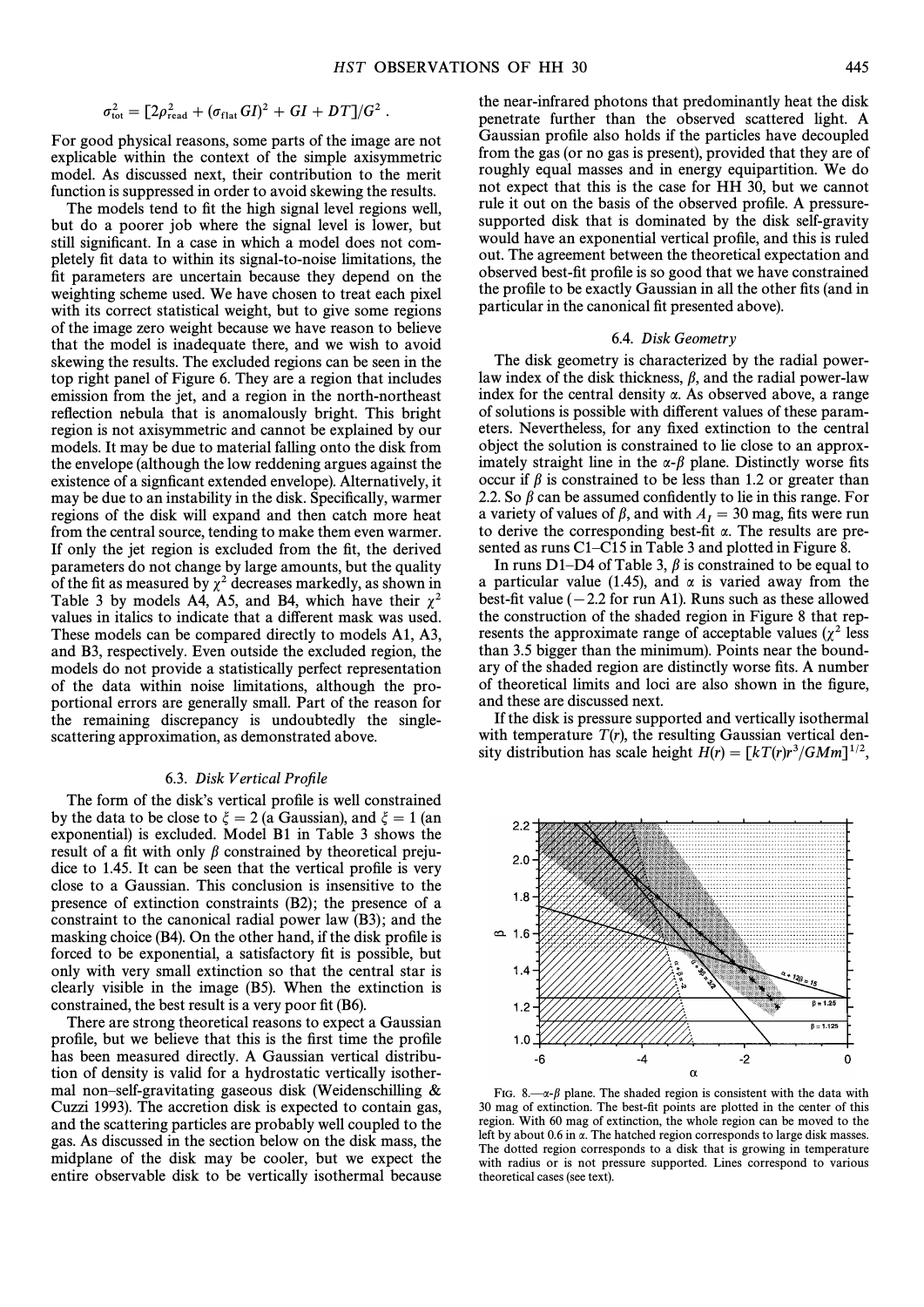$$\sigma_{\rm tot}^2 = [2\rho_{\rm read}^2 + (\sigma_{\rm flat} GI)^2 + GI + DT]/G^2 \; .$$

For good physical reasons, some parts of the image are not explicable within the context of the simple axisymmetric model. As discussed next, their contribution to the merit function is suppressed in order to avoid skewing the results.

The models tend to fit the high signal level regions well, but do a poorer job where the signal level is lower, but still significant. In a case in which a model does not completely fit data to within its signal-to-noise limitations, the fit parameters are uncertain because they depend on the weighting scheme used. We have chosen to treat each pixel with its correct statistical weight, but to give some regions of the image zero weight because we have reason to believe that the model is inadequate there, and we wish to avoid skewing the results. The excluded regions can be seen in the top right panel of Figure 6. They are a region that includes emission from the jet, and a region in the north-northeast reflection nebula that is anomalously bright. This bright region is not axisymmetric and cannot be explained by our models. It may be due to material falling onto the disk from the envelope (although the low reddening argues against the existence of a signficant extended envelope). Alternatively, it may be due to an instability in the disk. Specifically, warmer regions of the disk will expand and then catch more heat from the central source, tending to make them even warmer. If only the jet region is excluded from the fit, the derived parameters do not change by large amounts, but the quality of the fit as measured by $\chi^2$ decreases markedly, as shown in Table 3 by models A4, A5, and B4, which have their $\chi^2$ values in italics to indicate that a different mask was used. These models can be compared directly to models A1, A3, and B3, respectively. Even outside the excluded region, the models do not provide a statistically perfect representation of the data within noise limitations, although the proportional errors are generally small. Part of the reason for the remaining discrepancy is undoubtedly the single-scattering approximation, as demonstrated above.

### 6.3. *Disk Vertical Profile*

The form of the disk's vertical profile is well constrained by the data to be close to $\xi = 2$ (a Gaussian), and $\xi = 1$ (an exponential) is excluded. Model B1 in Table 3 shows the result of a fit with only $\beta$ constrained by theoretical prejudice to 1.45. It can be seen that the vertical profile is very close to a Gaussian. This conclusion is insensitive to the presence of extinction constraints (B2); the presence of a constraint to the canonical radial power law (B3); and the masking choice (B4). On the other hand, if the disk profile is forced to be exponential, a satisfactory fit is possible, but only with very small extinction so that the central star is clearly visible in the image (B5). When the extinction is constrained, the best result is a very poor fit (B6).

There are strong theoretical reasons to expect a Gaussian profile, but we believe that this is the first time the profile has been measured directly. A Gaussian vertical distribution of density is valid for a hydrostatic vertically isothermal non–self-gravitating gaseous disk (Weidenschilling & Cuzzi 1993). The accretion disk is expected to contain gas, and the scattering particles are probably well coupled to the gas. As discussed in the section below on the disk mass, the midplane of the disk may be cooler, but we expect the entire observable disk to be vertically isothermal because the near-infrared photons that predominantly heat the disk penetrate further than the observed scattered light. A Gaussian profile also holds if the particles have decoupled from the gas (or no gas is present), provided that they are of roughly equal masses and in energy equipartition. We do not expect that this is the case for HH 30, but we cannot rule it out on the basis of the observed profile. A pressure-supported disk that is dominated by the disk self-gravity would have an exponential vertical profile, and this is ruled out. The agreement between the theoretical expectation and observed best-fit profile is so good that we have constrained the profile to be exactly Gaussian in all the other fits (and in particular in the canonical fit presented above).

### 6.4. *Disk Geometry*

The disk geometry is characterized by the radial power-law index of the disk thickness, $\beta$, and the radial power-law index for the central density $\alpha$. As observed above, a range of solutions is possible with different values of these parameters. Nevertheless, for any fixed extinction to the central object the solution is constrained to lie close to an approximately straight line in the $\alpha$-$\beta$ plane. Distinctly worse fits occur if $\beta$ is constrained to be less than 1.2 or greater than 2.2. So $\beta$ can be assumed confidently to lie in this range. For a variety of values of $\beta$, and with $A_I = 30$ mag, fits were run to derive the corresponding best-fit $\alpha$. The results are presented as runs C1–C15 in Table 3 and plotted in Figure 8.

In runs D1–D4 of Table 3, $\beta$ is constrained to be equal to a particular value (1.45), and $\alpha$ is varied away from the best-fit value ($-2.2$ for run A1). Runs such as these allowed the construction of the shaded region in Figure 8 that represents the approximate range of acceptable values ($\chi^2$ less than 3.5 bigger than the minimum). Points near the boundary of the shaded region are distinctly worse fits. A number of theoretical limits and loci are also shown in the figure, and these are discussed next.

If the disk is pressure supported and vertically isothermal with temperature $T(r)$, the resulting Gaussian vertical density distribution has scale height $H(r) = [kT(r)r^3/GMm]^{1/2}$,

FIG. 8.—$\alpha$-$\beta$ plane. The shaded region is consistent with the data with 30 mag of extinction. The best-fit points are plotted in the center of this region. With 60 mag of extinction, the whole region can be moved to the left by about 0.6 in $\alpha$. The hatched region corresponds to large disk masses. The dotted region corresponds to a disk that is growing in temperature with radius or is not pressure supported. Lines correspond to various theoretical cases (see text).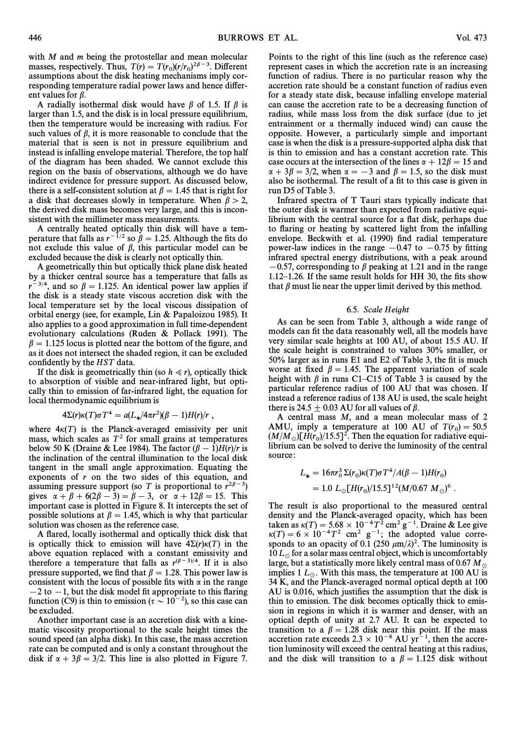with $M$ and $m$ being the protostellar and mean molecular masses, respectively. Thus, $T(r) = T(r_0)(r/r_0)^{2\beta-3}$. Different assumptions about the disk heating mechanisms imply corresponding temperature radial power laws and hence different values for $\beta$.

A radially isothermal disk would have $\beta$ of 1.5. If $\beta$ is larger than 1.5, and the disk is in local pressure equilibrium, then the temperature would be increasing with radius. For such values of $\beta$, it is more reasonable to conclude that the material that is seen is not in pressure equilibrium and instead is infalling envelope material. Therefore, the top half of the diagram has been shaded. We cannot exclude this region on the basis of observations, although we do have indirect evidence for pressure support. As discussed below, there is a self-consistent solution at $\beta = 1.45$ that is right for a disk that decreases slowly in temperature. When $\beta > 2$, the derived disk mass becomes very large, and this is inconsistent with the millimeter mass measurements.

A centrally heated optically thin disk will have a temperature that falls as $r^{-1/2}$ so $\beta = 1.25$. Although the fits do not exclude this value of $\beta$, this particular model can be excluded because the disk is clearly not optically thin.

A geometrically thin but optically thick plane disk heated by a thicker central source has a temperature that falls as $r^{-3/4}$, and so $\beta = 1.125$. An identical power law applies if the disk is a steady state viscous accretion disk with the local temperature set by the local viscous dissipation of orbital energy (see, for example, Lin & Papaloizou 1985). It also applies to a good approximation in full time-dependent evolutionary calculations (Ruden & Pollack 1991). The $\beta = 1.125$ locus is plotted near the bottom of the figure, and as it does not intersect the shaded region, it can be excluded confidently by the *HST* data.

If the disk is geometrically thin (so $h \ll r$), optically thick to absorption of visible and near-infrared light, but optically thin to emission of far-infrared light, the equation for local thermodynamic equilibrium is

$$4\Sigma(r)\kappa(T)\sigma T^4 = a(L_*/4\pi r^2)(\beta - 1)H(r)/r ,$$

where $4\kappa(T)$ is the Planck-averaged emissivity per unit mass, which scales as $T^2$ for small grains at temperatures below 50 K (Draine & Lee 1984). The factor $(\beta - 1)H(r)/r$ is the inclination of the central illumination to the local disk tangent in the small angle approximation. Equating the exponents of $r$ on the two sides of this equation, and assuming pressure support (so $T$ is proportional to $r^{2\beta-3}$) gives $\alpha + \beta + 6(2\beta - 3) = \beta - 3$, or $\alpha + 12\beta = 15$. This important case is plotted in Figure 8. It intercepts the set of possible solutions at $\beta = 1.45$, which is why that particular solution was chosen as the reference case.

A flared, locally isothermal and optically thick disk that is optically thick to emission will have $4\Sigma(r)\kappa(T)$ in the above equation replaced with a constant emissivity and therefore a temperature that falls as $r^{(\beta-3)/4}$. If it is also pressure supported, we find that $\beta = 1.28$. This power law is consistent with the locus of possible fits with $\alpha$ in the range $-2$ to $-1$, but the disk model fit appropriate to this flaring function (C9) is thin to emission ($\tau \sim 10^{-2}$), so this case can be excluded.

Another important case is an accretion disk with a kinematic viscosity proportional to the scale height times the sound speed (an alpha disk). In this case, the mass accretion rate can be computed and is only a constant throughout the disk if $\alpha + 3\beta = 3/2$. This line is also plotted in Figure 7. Points to the right of this line (such as the reference case) represent cases in which the accretion rate is an increasing function of radius. There is no particular reason why the accretion rate should be a constant function of radius even for a steady state disk, because infalling envelope material can cause the accretion rate to be a decreasing function of radius, while mass loss from the disk surface (due to jet entrainment or a thermally induced wind) can cause the opposite. However, a particularly simple and important case is when the disk is a pressure-supported alpha disk that is thin to emission and has a constant accretion rate. This case occurs at the intersection of the lines $\alpha + 12\beta = 15$ and $\alpha + 3\beta = 3/2$, when $\alpha = -3$ and $\beta = 1.5$, so the disk must also be isothermal. The result of a fit to this case is given in run D5 of Table 3.

Infrared spectra of T Tauri stars typically indicate that the outer disk is warmer than expected from radiative equilibrium with the central source for a flat disk, perhaps due to flaring or heating by scattered light from the infalling envelope. Beckwith et al. (1990) find radial temperature power-law indices in the range $-0.47$ to $-0.75$ by fitting infrared spectral energy distributions, with a peak around $-0.57$, corresponding to $\beta$ peaking at 1.21 and in the range 1.12–1.26. If the same result holds for HH 30, the fits show that $\beta$ must lie near the upper limit derived by this method.

### 6.5. *Scale Height*

As can be seen from Table 3, although a wide range of models can fit the data reasonably well, all the models have very similar scale heights at 100 AU, of about 15.5 AU. If the scale height is constrained to values 30% smaller, or 50% larger as in runs E1 and E2 of Table 3, the fit is much worse at fixed $\beta = 1.45$. The apparent variation of scale height with $\beta$ in runs C1–C15 of Table 3 is caused by the particular reference radius of 100 AU that was chosen. If instead a reference radius of 138 AU is used, the scale height there is $24.5 \pm 0.03$ AU for all values of $\beta$.

A central mass $M$, and a mean molecular mass of 2 AMU, imply a temperature at 100 AU of $T(r_0) = 50.5$ $(M/M_\odot)[H(r_0)/15.5]^2$. Then the equation for radiative equilibrium can be solved to derive the luminosity of the central source:

$$L_* = 16\pi r_0^3 \Sigma(r_0)\kappa(T)\sigma T^4/A(\beta - 1)H(r_0)$$
$$= 1.0\ L_\odot[H(r_0)/15.5]^{12}(M/0.67\ M_\odot)^6 .$$

The result is also proportional to the measured central density and the Planck-averaged opacity, which has been taken as $\kappa(T) = 5.68 \times 10^{-4} T^2$ cm$^2$ g$^{-1}$. Draine & Lee give $\kappa(T) = 6 \times 10^{-4} T^2$ cm$^2$ g$^{-1}$; the adopted value corresponds to an opacity of 0.1 $(250\ \mu\text{m}/\lambda)^2$. The luminosity is $10\ L_\odot$ for a solar mass central object, which is uncomfortably large, but a statistically more likely central mass of $0.67\ M_\odot$ implies $1\ L_\odot$. With this mass, the temperature at 100 AU is 34 K, and the Planck-averaged normal optical depth at 100 AU is 0.016, which justifies the assumption that the disk is thin to emission. The disk becomes optically thick to emission in regions in which it is warmer and denser, with an optical depth of unity at 2.7 AU. It can be expected to transition to a $\beta = 1.28$ disk near this point. If the mass accretion rate exceeds $2.3 \times 10^{-8}$ AU yr$^{-1}$, then the accretion luminosity will exceed the central heating at this radius, and the disk will transition to a $\beta = 1.125$ disk without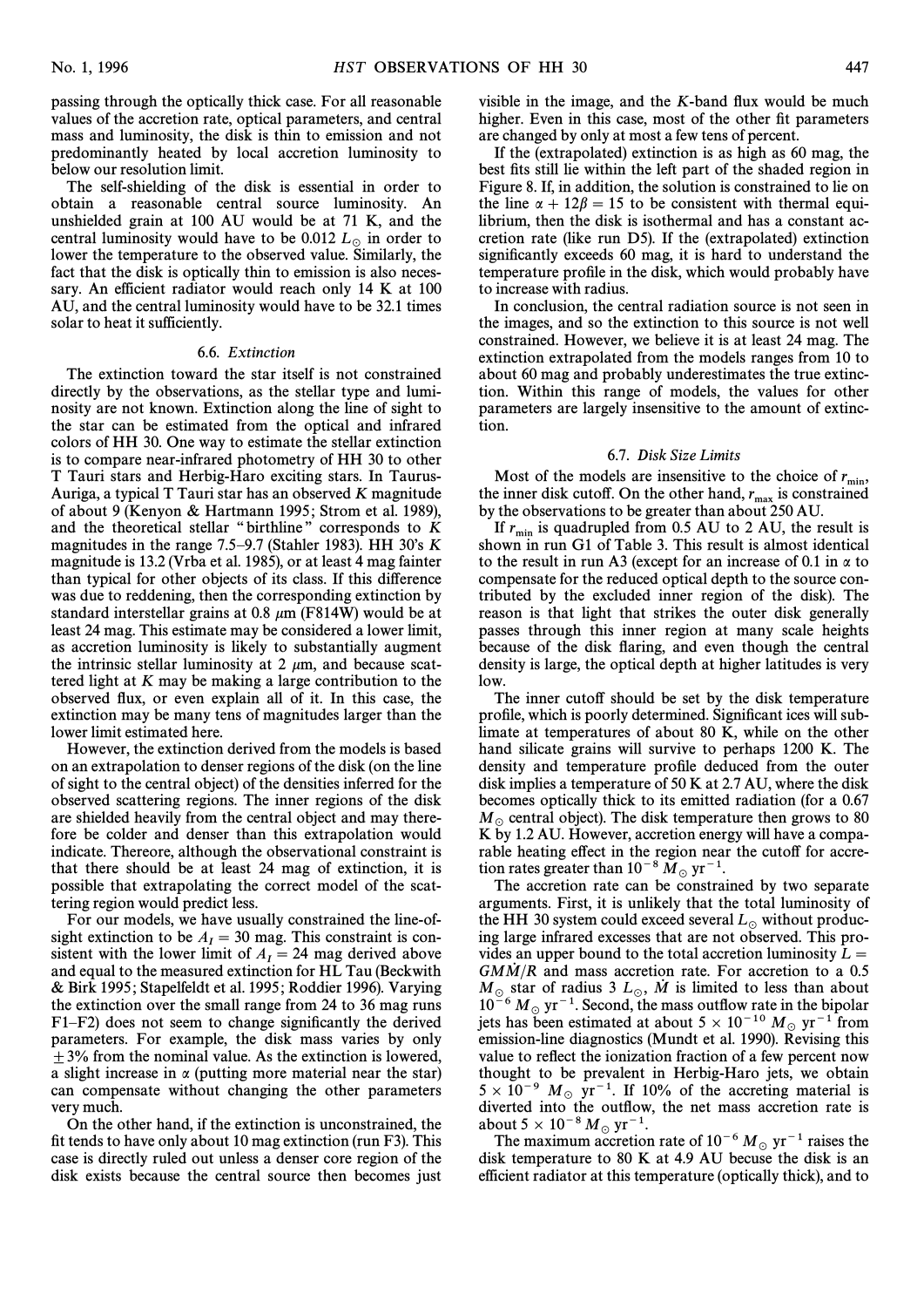passing through the optically thick case. For all reasonable values of the accretion rate, optical parameters, and central mass and luminosity, the disk is thin to emission and not predominantly heated by local accretion luminosity to below our resolution limit.

The self-shielding of the disk is essential in order to obtain a reasonable central source luminosity. An unshielded grain at 100 AU would be at 71 K, and the central luminosity would have to be 0.012 $L_\odot$ in order to lower the temperature to the observed value. Similarly, the fact that the disk is optically thin to emission is also necessary. An efficient radiator would reach only 14 K at 100 AU, and the central luminosity would have to be 32.1 times solar to heat it sufficiently.

### 6.6. *Extinction*

The extinction toward the star itself is not constrained directly by the observations, as the stellar type and luminosity are not known. Extinction along the line of sight to the star can be estimated from the optical and infrared colors of HH 30. One way to estimate the stellar extinction is to compare near-infrared photometry of HH 30 to other T Tauri stars and Herbig-Haro exciting stars. In Taurus-Auriga, a typical T Tauri star has an observed *K* magnitude of about 9 (Kenyon & Hartmann 1995; Strom et al. 1989), and the theoretical stellar "birthline" corresponds to *K* magnitudes in the range 7.5–9.7 (Stahler 1983). HH 30's *K* magnitude is 13.2 (Vrba et al. 1985), or at least 4 mag fainter than typical for other objects of its class. If this difference was due to reddening, then the corresponding extinction by standard interstellar grains at 0.8 $\mu$m (F814W) would be at least 24 mag. This estimate may be considered a lower limit, as accretion luminosity is likely to substantially augment the intrinsic stellar luminosity at 2 $\mu$m, and because scattered light at *K* may be making a large contribution to the observed flux, or even explain all of it. In this case, the extinction may be many tens of magnitudes larger than the lower limit estimated here.

However, the extinction derived from the models is based on an extrapolation to denser regions of the disk (on the line of sight to the central object) of the densities inferred for the observed scattering regions. The inner regions of the disk are shielded heavily from the central object and may therefore be colder and denser than this extrapolation would indicate. Thereore, although the observational constraint is that there should be at least 24 mag of extinction, it is possible that extrapolating the correct model of the scattering region would predict less.

For our models, we have usually constrained the line-of-sight extinction to be $A_I = 30$ mag. This constraint is consistent with the lower limit of $A_I = 24$ mag derived above and equal to the measured extinction for HL Tau (Beckwith & Birk 1995; Stapelfeldt et al. 1995; Roddier 1996). Varying the extinction over the small range from 24 to 36 mag runs F1–F2) does not seem to change significantly the derived parameters. For example, the disk mass varies by only $\pm 3$% from the nominal value. As the extinction is lowered, a slight increase in $\alpha$ (putting more material near the star) can compensate without changing the other parameters very much.

On the other hand, if the extinction is unconstrained, the fit tends to have only about 10 mag extinction (run F3). This case is directly ruled out unless a denser core region of the disk exists because the central source then becomes just visible in the image, and the *K*-band flux would be much higher. Even in this case, most of the other fit parameters are changed by only at most a few tens of percent.

If the (extrapolated) extinction is as high as 60 mag, the best fits still lie within the left part of the shaded region in Figure 8. If, in addition, the solution is constrained to lie on the line $\alpha + 12\beta = 15$ to be consistent with thermal equilibrium, then the disk is isothermal and has a constant accretion rate (like run D5). If the (extrapolated) extinction significantly exceeds 60 mag, it is hard to understand the temperature profile in the disk, which would probably have to increase with radius.

In conclusion, the central radiation source is not seen in the images, and so the extinction to this source is not well constrained. However, we believe it is at least 24 mag. The extinction extrapolated from the models ranges from 10 to about 60 mag and probably underestimates the true extinction. Within this range of models, the values for other parameters are largely insensitive to the amount of extinction.

### 6.7. *Disk Size Limits*

Most of the models are insensitive to the choice of $r_{\min}$, the inner disk cutoff. On the other hand, $r_{\max}$ is constrained by the observations to be greater than about 250 AU.

If $r_{\min}$ is quadrupled from 0.5 AU to 2 AU, the result is shown in run G1 of Table 3. This result is almost identical to the result in run A3 (except for an increase of 0.1 in $\alpha$ to compensate for the reduced optical depth to the source contributed by the excluded inner region of the disk). The reason is that light that strikes the outer disk generally passes through this inner region at many scale heights because of the disk flaring, and even though the central density is large, the optical depth at higher latitudes is very low.

The inner cutoff should be set by the disk temperature profile, which is poorly determined. Significant ices will sublimate at temperatures of about 80 K, while on the other hand silicate grains will survive to perhaps 1200 K. The density and temperature profile deduced from the outer disk implies a temperature of 50 K at 2.7 AU, where the disk becomes optically thick to its emitted radiation (for a 0.67 $M_\odot$ central object). The disk temperature then grows to 80 K by 1.2 AU. However, accretion energy will have a comparable heating effect in the region near the cutoff for accretion rates greater than $10^{-8}\ M_\odot\ \mathrm{yr}^{-1}$.

The accretion rate can be constrained by two separate arguments. First, it is unlikely that the total luminosity of the HH 30 system could exceed several $L_\odot$ without producing large infrared excesses that are not observed. This provides an upper bound to the total accretion luminosity $L = GM\dot{M}/R$ and mass accretion rate. For accretion to a 0.5 $M_\odot$ star of radius 3 $L_\odot$, $\dot{M}$ is limited to less than about $10^{-6}\ M_\odot\ \mathrm{yr}^{-1}$. Second, the mass outflow rate in the bipolar jets has been estimated at about $5 \times 10^{-10}\ M_\odot\ \mathrm{yr}^{-1}$ from emission-line diagnostics (Mundt et al. 1990). Revising this value to reflect the ionization fraction of a few percent now thought to be prevalent in Herbig-Haro jets, we obtain $5 \times 10^{-9}\ M_\odot\ \mathrm{yr}^{-1}$. If 10% of the accreting material is diverted into the outflow, the net mass accretion rate is about $5 \times 10^{-8}\ M_\odot\ \mathrm{yr}^{-1}$.

The maximum accretion rate of $10^{-6}\ M_\odot\ \mathrm{yr}^{-1}$ raises the disk temperature to 80 K at 4.9 AU becuse the disk is an efficient radiator at this temperature (optically thick), and to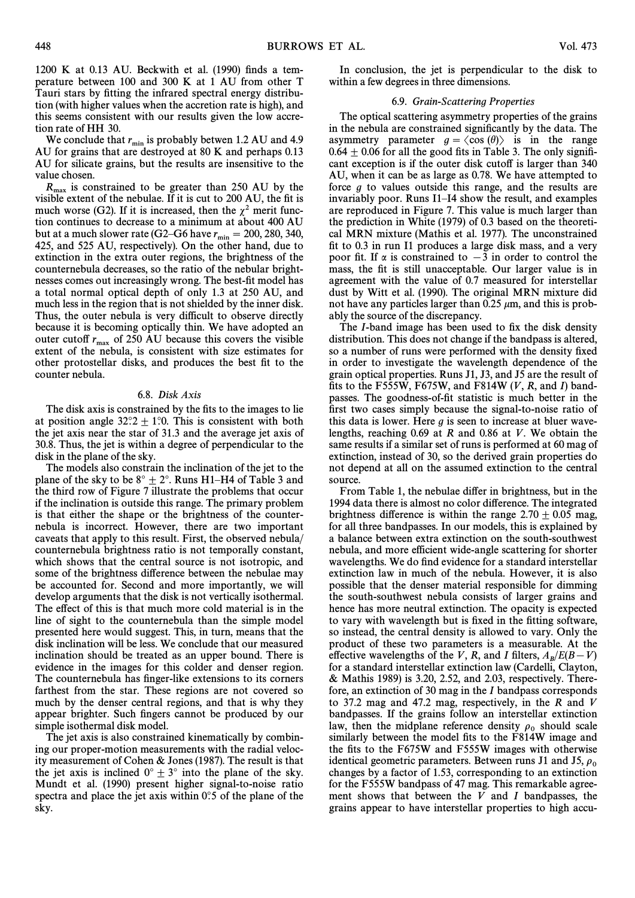1200 K at 0.13 AU. Beckwith et al. (1990) finds a temperature between 100 and 300 K at 1 AU from other T Tauri stars by fitting the infrared spectral energy distribution (with higher values when the accretion rate is high), and this seems consistent with our results given the low accretion rate of HH 30.

We conclude that $r_{\rm min}$ is probably betwen 1.2 AU and 4.9 AU for grains that are destroyed at 80 K and perhaps 0.13 AU for silicate grains, but the results are insensitive to the value chosen.

$R_{\rm max}$ is constrained to be greater than 250 AU by the visible extent of the nebulae. If it is cut to 200 AU, the fit is much worse (G2). If it is increased, then the $\chi^2$ merit function continues to decrease to a minimum at about 400 AU but at a much slower rate (G2–G6 have $r_{\rm min}$ = 200, 280, 340, 425, and 525 AU, respectively). On the other hand, due to extinction in the extra outer regions, the brightness of the counternebula decreases, so the ratio of the nebular brightnesses comes out increasingly wrong. The best-fit model has a total normal optical depth of only 1.3 at 250 AU, and much less in the region that is not shielded by the inner disk. Thus, the outer nebula is very difficult to observe directly because it is becoming optically thin. We have adopted an outer cutoff $r_{\rm max}$ of 250 AU because this covers the visible extent of the nebula, is consistent with size estimates for other protostellar disks, and produces the best fit to the counter nebula.

### 6.8. *Disk Axis*

The disk axis is constrained by the fits to the images to lie at position angle 32°.2 ± 1°.0. This is consistent with both the jet axis near the star of 31.3 and the average jet axis of 30.8. Thus, the jet is within a degree of perpendicular to the disk in the plane of the sky.

The models also constrain the inclination of the jet to the plane of the sky to be 8° ± 2°. Runs H1–H4 of Table 3 and the third row of Figure 7 illustrate the problems that occur if the inclination is outside this range. The primary problem is that either the shape or the brightness of the counternebula is incorrect. However, there are two important caveats that apply to this result. First, the observed nebula/counternebula brightness ratio is not temporally constant, which shows that the central source is not isotropic, and some of the brightness difference between the nebulae may be accounted for. Second and more importantly, we will develop arguments that the disk is not vertically isothermal. The effect of this is that much more cold material is in the line of sight to the counternebula than the simple model presented here would suggest. This, in turn, means that the disk inclination will be less. We conclude that our measured inclination should be treated as an upper bound. There is evidence in the images for this colder and denser region. The counternebula has finger-like extensions to its corners farthest from the star. These regions are not covered so much by the denser central regions, and that is why they appear brighter. Such fingers cannot be produced by our simple isothermal disk model.

The jet axis is also constrained kinematically by combining our proper-motion measurements with the radial velocity measurement of Cohen & Jones (1987). The result is that the jet axis is inclined 0° ± 3° into the plane of the sky. Mundt et al. (1990) present higher signal-to-noise ratio spectra and place the jet axis within 0°.5 of the plane of the sky.

In conclusion, the jet is perpendicular to the disk to within a few degrees in three dimensions.

### 6.9. *Grain-Scattering Properties*

The optical scattering asymmetry properties of the grains in the nebula are constrained significantly by the data. The asymmetry parameter $g = \langle \cos(\theta) \rangle$ is in the range $0.64 \pm 0.06$ for all the good fits in Table 3. The only significant exception is if the outer disk cutoff is larger than 340 AU, when it can be as large as 0.78. We have attempted to force $g$ to values outside this range, and the results are invariably poor. Runs I1–I4 show the result, and examples are reproduced in Figure 7. This value is much larger than the prediction in White (1979) of 0.3 based on the theoretical MRN mixture (Mathis et al. 1977). The unconstrained fit to 0.3 in run I1 produces a large disk mass, and a very poor fit. If $\alpha$ is constrained to $-3$ in order to control the mass, the fit is still unacceptable. Our larger value is in agreement with the value of 0.7 measured for interstellar dust by Witt et al. (1990). The original MRN mixture did not have any particles larger than 0.25 $\mu$m, and this is probably the source of the discrepancy.

The *I*-band image has been used to fix the disk density distribution. This does not change if the bandpass is altered, so a number of runs were performed with the density fixed in order to investigate the wavelength dependence of the grain optical properties. Runs J1, J3, and J5 are the result of fits to the F555W, F675W, and F814W (*V*, *R*, and *I*) bandpasses. The goodness-of-fit statistic is much better in the first two cases simply because the signal-to-noise ratio of this data is lower. Here $g$ is seen to increase at bluer wavelengths, reaching 0.69 at *R* and 0.86 at *V*. We obtain the same results if a similar set of runs is performed at 60 mag of extinction, instead of 30, so the derived grain properties do not depend at all on the assumed extinction to the central source.

From Table 1, the nebulae differ in brightness, but in the 1994 data there is almost no color difference. The integrated brightness difference is within the range $2.70 \pm 0.05$ mag, for all three bandpasses. In our models, this is explained by a balance between extra extinction on the south-southwest nebula, and more efficient wide-angle scattering for shorter wavelengths. We do find evidence for a standard interstellar extinction law in much of the nebula. However, it is also possible that the denser material responsible for dimming the south-southwest nebula consists of larger grains and hence has more neutral extinction. The opacity is expected to vary with wavelength but is fixed in the fitting software, so instead, the central density is allowed to vary. Only the product of these two parameters is a measurable. At the effective wavelengths of the *V*, *R*, and *I* filters, $A_B/E(B-V)$ for a standard interstellar extinction law (Cardelli, Clayton, & Mathis 1989) is 3.20, 2.52, and 2.03, respectively. Therefore, an extinction of 30 mag in the *I* bandpass corresponds to 37.2 mag and 47.2 mag, respectively, in the *R* and *V* bandpasses. If the grains follow an interstellar extinction law, then the midplane reference density $\rho_0$ should scale similarly between the model fits to the F814W image and the fits to the F675W and F555W images with otherwise identical geometric parameters. Between runs J1 and J5, $\rho_0$ changes by a factor of 1.53, corresponding to an extinction for the F555W bandpass of 47 mag. This remarkable agreement shows that between the *V* and *I* bandpasses, the grains appear to have interstellar properties to high accu-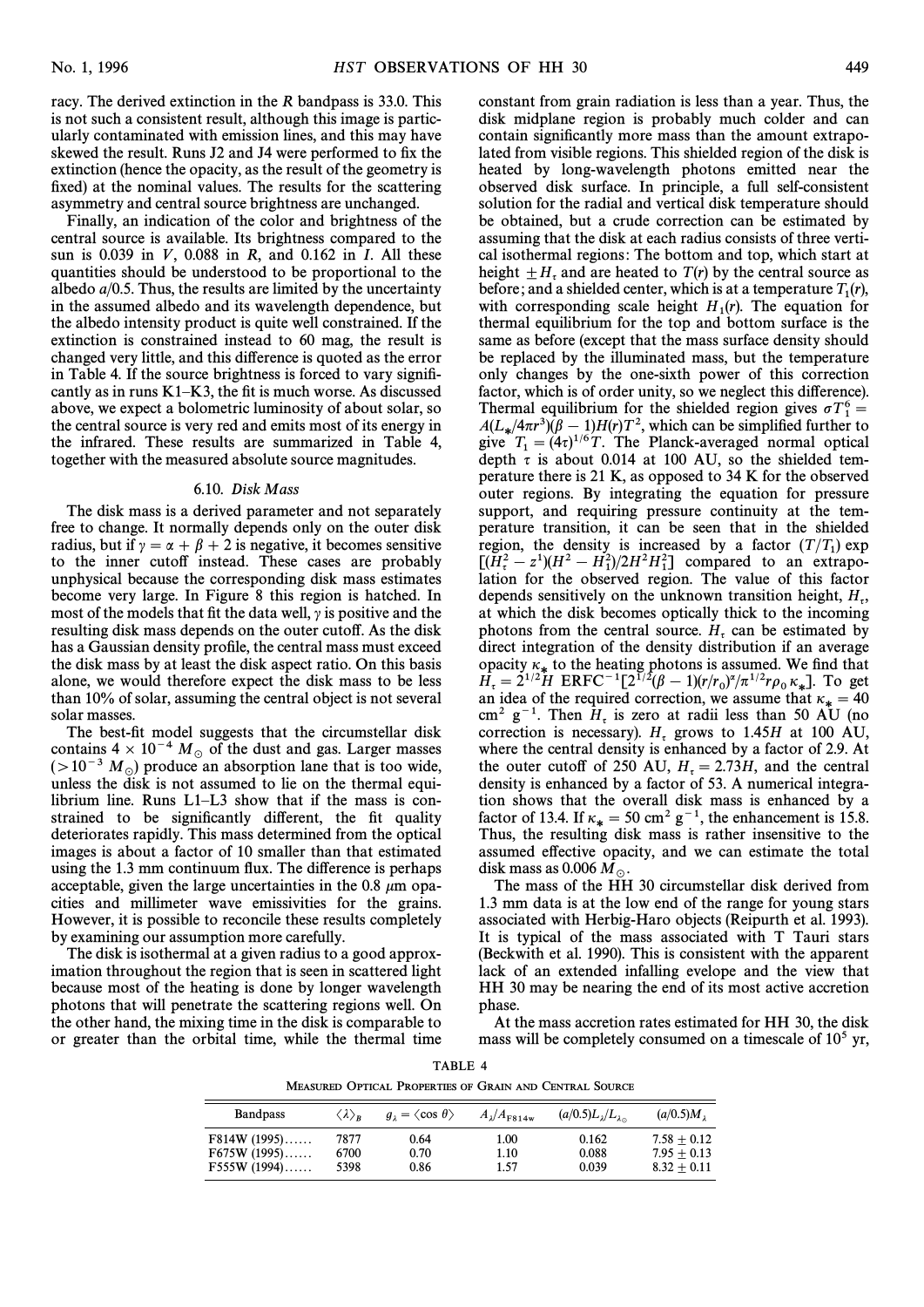racy. The derived extinction in the $R$ bandpass is 33.0. This is not such a consistent result, although this image is particularly contaminated with emission lines, and this may have skewed the result. Runs J2 and J4 were performed to fix the extinction (hence the opacity, as the result of the geometry is fixed) at the nominal values. The results for the scattering asymmetry and central source brightness are unchanged.

Finally, an indication of the color and brightness of the central source is available. Its brightness compared to the sun is 0.039 in $V$, 0.088 in $R$, and 0.162 in $I$. All these quantities should be understood to be proportional to the albedo $a/0.5$. Thus, the results are limited by the uncertainty in the assumed albedo and its wavelength dependence, but the albedo intensity product is quite well constrained. If the extinction is constrained instead to 60 mag, the result is changed very little, and this difference is quoted as the error in Table 4. If the source brightness is forced to vary significantly as in runs K1–K3, the fit is much worse. As discussed above, we expect a bolometric luminosity of about solar, so the central source is very red and emits most of its energy in the infrared. These results are summarized in Table 4, together with the measured absolute source magnitudes.

### 6.10. *Disk Mass*

The disk mass is a derived parameter and not separately free to change. It normally depends only on the outer disk radius, but if $\gamma = \alpha + \beta + 2$ is negative, it becomes sensitive to the inner cutoff instead. These cases are probably unphysical because the corresponding disk mass estimates become very large. In Figure 8 this region is hatched. In most of the models that fit the data well, $\gamma$ is positive and the resulting disk mass depends on the outer cutoff. As the disk has a Gaussian density profile, the central mass must exceed the disk mass by at least the disk aspect ratio. On this basis alone, we would therefore expect the disk mass to be less than 10% of solar, assuming the central object is not several solar masses.

The best-fit model suggests that the circumstellar disk contains $4 \times 10^{-4}\ M_{\odot}$ of the dust and gas. Larger masses ($>10^{-3}\ M_{\odot}$) produce an absorption lane that is too wide, unless the disk is not assumed to lie on the thermal equilibrium line. Runs L1–L3 show that if the mass is constrained to be significantly different, the fit quality deteriorates rapidly. This mass determined from the optical images is about a factor of 10 smaller than that estimated using the 1.3 mm continuum flux. The difference is perhaps acceptable, given the large uncertainties in the 0.8 $\mu$m opacities and millimeter wave emissivities for the grains. However, it is possible to reconcile these results completely by examining our assumption more carefully.

The disk is isothermal at a given radius to a good approximation throughout the region that is seen in scattered light because most of the heating is done by longer wavelength photons that will penetrate the scattering regions well. On the other hand, the mixing time in the disk is comparable to or greater than the orbital time, while the thermal time constant from grain radiation is less than a year. Thus, the disk midplane region is probably much colder and can contain significantly more mass than the amount extrapolated from visible regions. This shielded region of the disk is heated by long-wavelength photons emitted near the observed disk surface. In principle, a full self-consistent solution for the radial and vertical disk temperature should be obtained, but a crude correction can be estimated by assuming that the disk at each radius consists of three vertical isothermal regions: The bottom and top, which start at height $\pm H_{\tau}$ and are heated to $T(r)$ by the central source as before; and a shielded center, which is at a temperature $T_1(r)$, with corresponding scale height $H_1(r)$. The equation for thermal equilibrium for the top and bottom surface is the same as before (except that the mass surface density should be replaced by the illuminated mass, but the temperature only changes by the one-sixth power of this correction factor, which is of order unity, so we neglect this difference). Thermal equilibrium for the shielded region gives $\sigma T_1^6 = A(L_*/4\pi r^3)(\beta - 1)H(r)T^2$, which can be simplified further to give $T_1 = (4\tau)^{1/6}T$. The Planck-averaged normal optical depth $\tau$ is about 0.014 at 100 AU, so the shielded temperature there is 21 K, as opposed to 34 K for the observed outer regions. By integrating the equation for pressure support, and requiring pressure continuity at the temperature transition, it can be seen that in the shielded region, the density is increased by a factor $(T/T_1)\exp[(H_{\tau}^2 - z^1)(H^2 - H_1^2)/2H^2H_1^2]$ compared to an extrapolation for the observed region. The value of this factor depends sensitively on the unknown transition height, $H_{\tau}$, at which the disk becomes optically thick to the incoming photons from the central source. $H_{\tau}$ can be estimated by direct integration of the density distribution if an average opacity $\kappa_*$ to the heating photons is assumed. We find that $H_{\tau} = 2^{1/2}H\ \mathrm{ERFC}^{-1}[2^{1/2}(\beta - 1)(r/r_0)^{\alpha}/\pi^{1/2}r\rho_0\kappa_*]$. To get an idea of the required correction, we assume that $\kappa_* = 40$ cm$^2$ g$^{-1}$. Then $H_{\tau}$ is zero at radii less than 50 AU (no correction is necessary). $H_{\tau}$ grows to $1.45H$ at 100 AU, where the central density is enhanced by a factor of 2.9. At the outer cutoff of 250 AU, $H_{\tau} = 2.73H$, and the central density is enhanced by a factor of 53. A numerical integration shows that the overall disk mass is enhanced by a factor of 13.4. If $\kappa_* = 50$ cm$^2$ g$^{-1}$, the enhancement is 15.8. Thus, the resulting disk mass is rather insensitive to the assumed effective opacity, and we can estimate the total disk mass as $0.006\ M_{\odot}$.

The mass of the HH 30 circumstellar disk derived from 1.3 mm data is at the low end of the range for young stars associated with Herbig-Haro objects (Reipurth et al. 1993). It is typical of the mass associated with T Tauri stars (Beckwith et al. 1990). This is consistent with the apparent lack of an extended infalling evelope and the view that HH 30 may be nearing the end of its most active accretion phase.

At the mass accretion rates estimated for HH 30, the disk mass will be completely consumed on a timescale of $10^5$ yr,

TABLE 4

MEASURED OPTICAL PROPERTIES OF GRAIN AND CENTRAL SOURCE

| Bandpass | $\langle\lambda\rangle_B$ | $g_{\lambda} = \langle\cos\theta\rangle$ | $A_{\lambda}/A_{\mathrm{F814W}}$ | $(a/0.5)L_{\lambda}/L_{\lambda_{\odot}}$ | $(a/0.5)M_{\lambda}$ |
|---|---|---|---|---|---|
| F814W (1995)...... | 7877 | 0.64 | 1.00 | 0.162 | $7.58 \pm 0.12$ |
| F675W (1995)...... | 6700 | 0.70 | 1.10 | 0.088 | $7.95 \pm 0.13$ |
| F555W (1994)...... | 5398 | 0.86 | 1.57 | 0.039 | $8.32 \pm 0.11$ |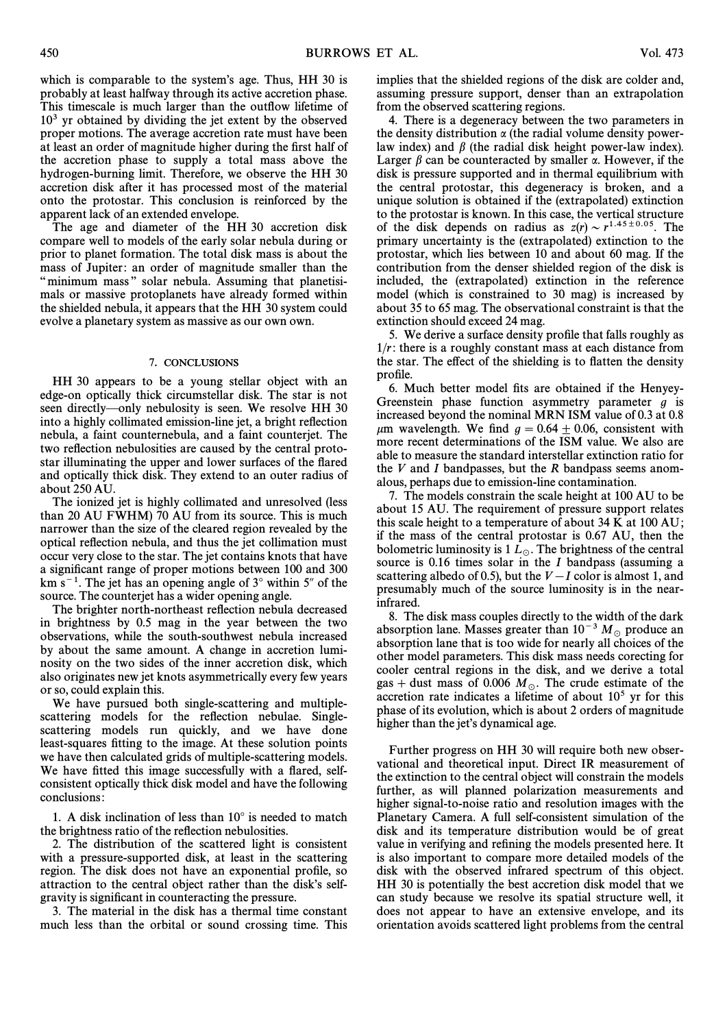which is comparable to the system's age. Thus, HH 30 is probably at least halfway through its active accretion phase. This timescale is much larger than the outflow lifetime of $10^3$ yr obtained by dividing the jet extent by the observed proper motions. The average accretion rate must have been at least an order of magnitude higher during the first half of the accretion phase to supply a total mass above the hydrogen-burning limit. Therefore, we observe the HH 30 accretion disk after it has processed most of the material onto the protostar. This conclusion is reinforced by the apparent lack of an extended envelope.

The age and diameter of the HH 30 accretion disk compare well to models of the early solar nebula during or prior to planet formation. The total disk mass is about the mass of Jupiter: an order of magnitude smaller than the "minimum mass" solar nebula. Assuming that planetisimals or massive protoplanets have already formed within the shielded nebula, it appears that the HH 30 system could evolve a planetary system as massive as our own own.

## 7. CONCLUSIONS

HH 30 appears to be a young stellar object with an edge-on optically thick circumstellar disk. The star is not seen directly—only nebulosity is seen. We resolve HH 30 into a highly collimated emission-line jet, a bright reflection nebula, a faint counternebula, and a faint counterjet. The two reflection nebulosities are caused by the central protostar illuminating the upper and lower surfaces of the flared and optically thick disk. They extend to an outer radius of about 250 AU.

The ionized jet is highly collimated and unresolved (less than 20 AU FWHM) 70 AU from its source. This is much narrower than the size of the cleared region revealed by the optical reflection nebula, and thus the jet collimation must occur very close to the star. The jet contains knots that have a significant range of proper motions between 100 and 300 km $s^{-1}$. The jet has an opening angle of 3° within 5" of the source. The counterjet has a wider opening angle.

The brighter north-northeast reflection nebula decreased in brightness by 0.5 mag in the year between the two observations, while the south-southwest nebula increased by about the same amount. A change in accretion luminosity on the two sides of the inner accretion disk, which also originates new jet knots asymmetrically every few years or so, could explain this.

We have pursued both single-scattering and multiple-scattering models for the reflection nebulae. Single-scattering models run quickly, and we have done least-squares fitting to the image. At these solution points we have then calculated grids of multiple-scattering models. We have fitted this image successfully with a flared, self-consistent optically thick disk model and have the following conclusions:

1. A disk inclination of less than 10° is needed to match the brightness ratio of the reflection nebulosities.

2. The distribution of the scattered light is consistent with a pressure-supported disk, at least in the scattering region. The disk does not have an exponential profile, so attraction to the central object rather than the disk's self-gravity is significant in counteracting the pressure.

3. The material in the disk has a thermal time constant much less than the orbital or sound crossing time. This implies that the shielded regions of the disk are colder and, assuming pressure support, denser than an extrapolation from the observed scattering regions.

4. There is a degeneracy between the two parameters in the density distribution $\alpha$ (the radial volume density power-law index) and $\beta$ (the radial disk height power-law index). Larger $\beta$ can be counteracted by smaller $\alpha$. However, if the disk is pressure supported and in thermal equilibrium with the central protostar, this degeneracy is broken, and a unique solution is obtained if the (extrapolated) extinction to the protostar is known. In this case, the vertical structure of the disk depends on radius as $z(r) \sim r^{1.45 \pm 0.05}$. The primary uncertainty is the (extrapolated) extinction to the protostar, which lies between 10 and about 60 mag. If the contribution from the denser shielded region of the disk is included, the (extrapolated) extinction in the reference model (which is constrained to 30 mag) is increased by about 35 to 65 mag. The observational constraint is that the extinction should exceed 24 mag.

5. We derive a surface density profile that falls roughly as $1/r$: there is a roughly constant mass at each distance from the star. The effect of the shielding is to flatten the density profile.

6. Much better model fits are obtained if the Henyey-Greenstein phase function asymmetry parameter $g$ is increased beyond the nominal MRN ISM value of 0.3 at 0.8 $\mu$m wavelength. We find $g = 0.64 \pm 0.06$, consistent with more recent determinations of the ISM value. We also are able to measure the standard interstellar extinction ratio for the $V$ and $I$ bandpasses, but the $R$ bandpass seems anomalous, perhaps due to emission-line contamination.

7. The models constrain the scale height at 100 AU to be about 15 AU. The requirement of pressure support relates this scale height to a temperature of about 34 K at 100 AU; if the mass of the central protostar is 0.67 AU, then the bolometric luminosity is 1 $L_\odot$. The brightness of the central source is 0.16 times solar in the $I$ bandpass (assuming a scattering albedo of 0.5), but the $V-I$ color is almost 1, and presumably much of the source luminosity is in the near-infrared.

8. The disk mass couples directly to the width of the dark absorption lane. Masses greater than $10^{-3}$ $M_\odot$ produce an absorption lane that is too wide for nearly all choices of the other model parameters. This disk mass needs corecting for cooler central regions in the disk, and we derive a total gas + dust mass of 0.006 $M_\odot$. The crude estimate of the accretion rate indicates a lifetime of about $10^5$ yr for this phase of its evolution, which is about 2 orders of magnitude higher than the jet's dynamical age.

Further progress on HH 30 will require both new observational and theoretical input. Direct IR measurement of the extinction to the central object will constrain the models further, as will planned polarization measurements and higher signal-to-noise ratio and resolution images with the Planetary Camera. A full self-consistent simulation of the disk and its temperature distribution would be of great value in verifying and refining the models presented here. It is also important to compare more detailed models of the disk with the observed infrared spectrum of this object. HH 30 is potentially the best accretion disk model that we can study because we resolve its spatial structure well, it does not appear to have an extensive envelope, and its orientation avoids scattered light problems from the central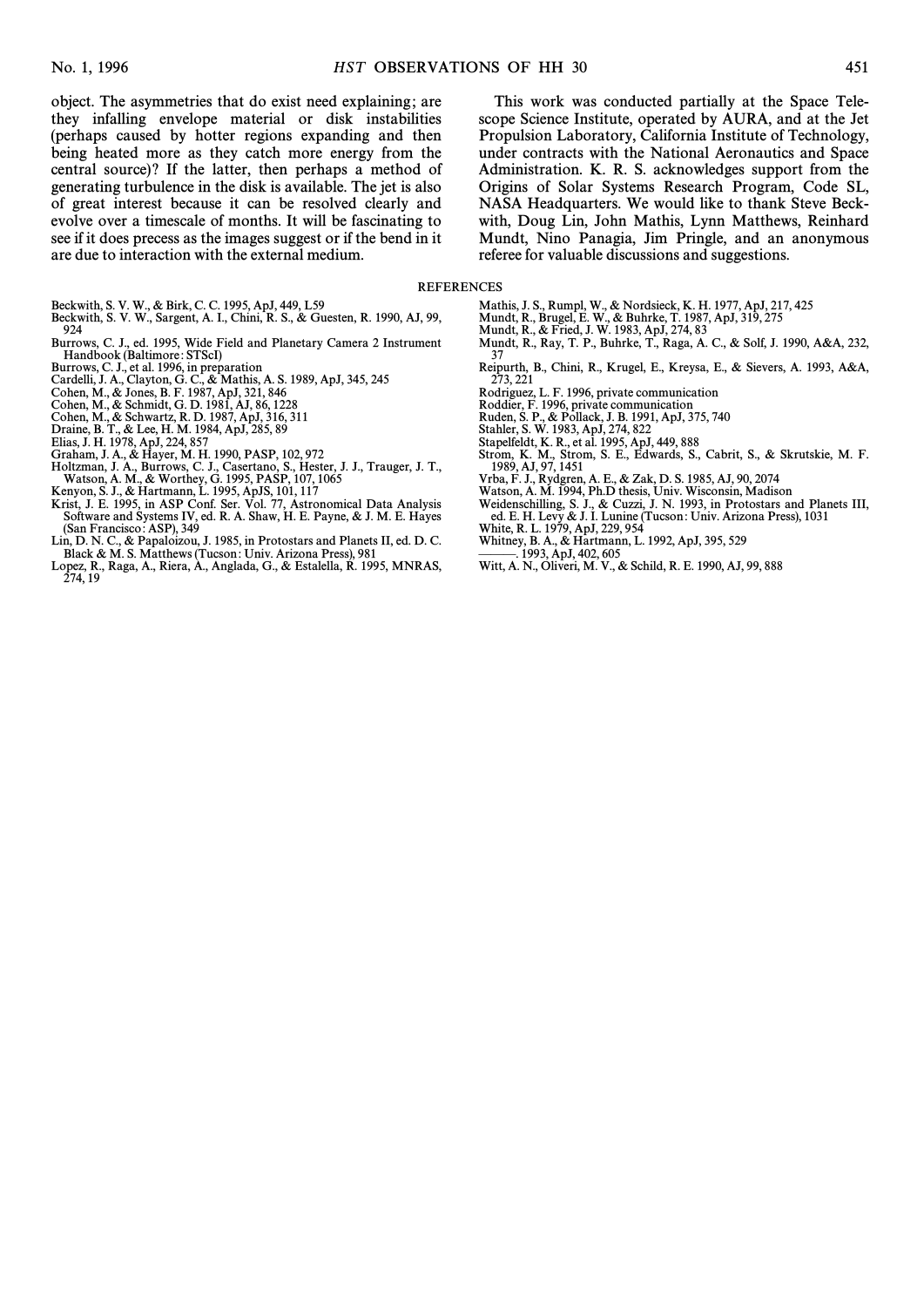object. The asymmetries that do exist need explaining; are they infalling envelope material or disk instabilities (perhaps caused by hotter regions expanding and then being heated more as they catch more energy from the central source)? If the latter, then perhaps a method of generating turbulence in the disk is available. The jet is also of great interest because it can be resolved clearly and evolve over a timescale of months. It will be fascinating to see if it does precess as the images suggest or if the bend in it are due to interaction with the external medium.

This work was conducted partially at the Space Telescope Science Institute, operated by AURA, and at the Jet Propulsion Laboratory, California Institute of Technology, under contracts with the National Aeronautics and Space Administration. K. R. S. acknowledges support from the Origins of Solar Systems Research Program, Code SL, NASA Headquarters. We would like to thank Steve Beckwith, Doug Lin, John Mathis, Lynn Matthews, Reinhard Mundt, Nino Panagia, Jim Pringle, and an anonymous referee for valuable discussions and suggestions.

## REFERENCES

Beckwith, S. V. W., & Birk, C. C. 1995, ApJ, 449, L59
Beckwith, S. V. W., Sargent, A. I., Chini, R. S., & Guesten, R. 1990, AJ, 99, 924
Burrows, C. J., ed. 1995, Wide Field and Planetary Camera 2 Instrument Handbook (Baltimore: STScI)
Burrows, C. J., et al. 1996, in preparation
Cardelli, J. A., Clayton, G. C., & Mathis, A. S. 1989, ApJ, 345, 245
Cohen, M., & Jones, B. F. 1987, ApJ, 321, 846
Cohen, M., & Schmidt, G. D. 1981, AJ, 86, 1228
Cohen, M., & Schwartz, R. D. 1987, ApJ, 316, 311
Draine, B. T., & Lee, H. M. 1984, ApJ, 285, 89
Elias, J. H. 1978, ApJ, 224, 857
Graham, J. A., & Hayer, M. H. 1990, PASP, 102, 972
Holtzman, J. A., Burrows, C. J., Casertano, S., Hester, J. J., Trauger, J. T., Watson, A. M., & Worthey, G. 1995, PASP, 107, 1065
Kenyon, S. J., & Hartmann, L. 1995, ApJS, 101, 117
Krist, J. E. 1995, in ASP Conf. Ser. Vol. 77, Astronomical Data Analysis Software and Systems IV, ed. R. A. Shaw, H. E. Payne, & J. M. E. Hayes (San Francisco: ASP), 349
Lin, D. N. C., & Papaloizou, J. 1985, in Protostars and Planets II, ed. D. C. Black & M. S. Matthews (Tucson: Univ. Arizona Press), 981
Lopez, R., Raga, A., Riera, A., Anglada, G., & Estalella, R. 1995, MNRAS, 274, 19
Mathis, J. S., Rumpl, W., & Nordsieck, K. H. 1977, ApJ, 217, 425
Mundt, R., Brugel, E. W., & Buhrke, T. 1987, ApJ, 319, 275
Mundt, R., & Fried, J. W. 1983, ApJ, 274, 83
Mundt, R., Ray, T. P., Buhrke, T., Raga, A. C., & Solf, J. 1990, A&A, 232, 37
Reipurth, B., Chini, R., Krugel, E., Kreysa, E., & Sievers, A. 1993, A&A, 273, 221
Rodriguez, L. F. 1996, private communication
Roddier, F. 1996, private communication
Ruden, S. P., & Pollack, J. B. 1991, ApJ, 375, 740
Stahler, S. W. 1983, ApJ, 274, 822
Stapelfeldt, K. R., et al. 1995, ApJ, 449, 888
Strom, K. M., Strom, S. E., Edwards, S., Cabrit, S., & Skrutskie, M. F. 1989, AJ, 97, 1451
Vrba, F. J., Rydgren, A. E., & Zak, D. S. 1985, AJ, 90, 2074
Watson, A. M. 1994, Ph.D thesis, Univ. Wisconsin, Madison
Weidenschilling, S. J., & Cuzzi, J. N. 1993, in Protostars and Planets III, ed. E. H. Levy & J. I. Lunine (Tucson: Univ. Arizona Press), 1031
White, R. L. 1979, ApJ, 229, 954
Whitney, B. A., & Hartmann, L. 1992, ApJ, 395, 529
———. 1993, ApJ, 402, 605
Witt, A. N., Oliveri, M. V., & Schild, R. E. 1990, AJ, 99, 888